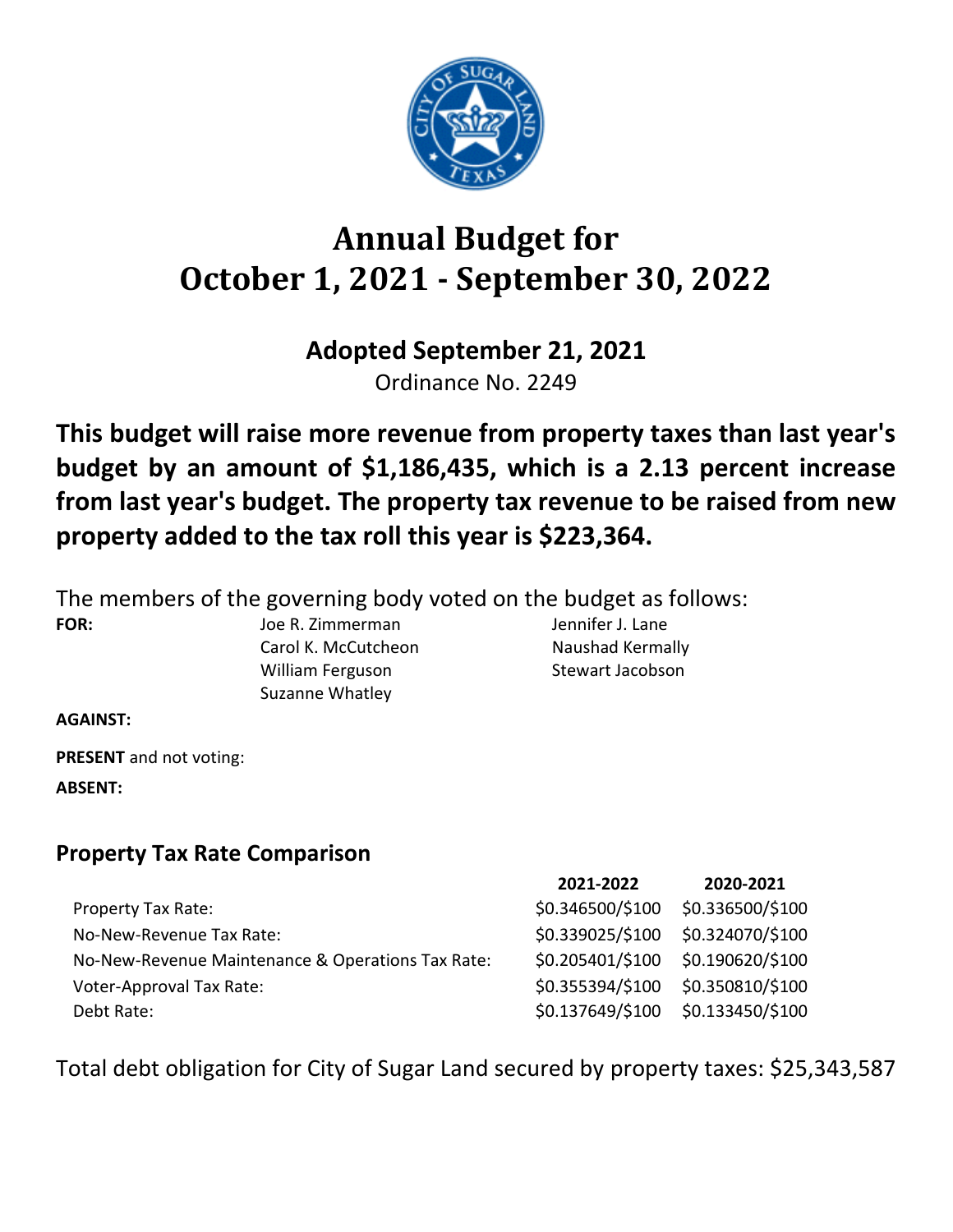# Annual Budget for October 1, 2021 - September 30, 2022

## Adopted September 21, 2021

Ordinance No. 2249

**This budget will raise more revenue from property taxes than last year's budget by an amount of $1,186,435, which is a 2.13 percent increase from last year's budget. The property tax revenue to be raised from new property added to the tax roll this year is $223,364.**

The members of the governing body voted on the budget as follows:

**FOR:** Joe R. Zimmerman, Carol K. McCutcheon, William Ferguson, Suzanne Whatley, Jennifer J. Lane, Naushad Kermally, Stewart Jacobson

**AGAINST:**

**PRESENT** and not voting:

**ABSENT:**

## Property Tax Rate Comparison

| | 2021-2022 | 2020-2021 |
|---|---|---|
| Property Tax Rate: | $0.346500/$100 | $0.336500/$100 |
| No-New-Revenue Tax Rate: | $0.339025/$100 | $0.324070/$100 |
| No-New-Revenue Maintenance & Operations Tax Rate: | $0.205401/$100 | $0.190620/$100 |
| Voter-Approval Tax Rate: | $0.355394/$100 | $0.350810/$100 |
| Debt Rate: | $0.137649/$100 | $0.133450/$100 |

Total debt obligation for City of Sugar Land secured by property taxes: $25,343,587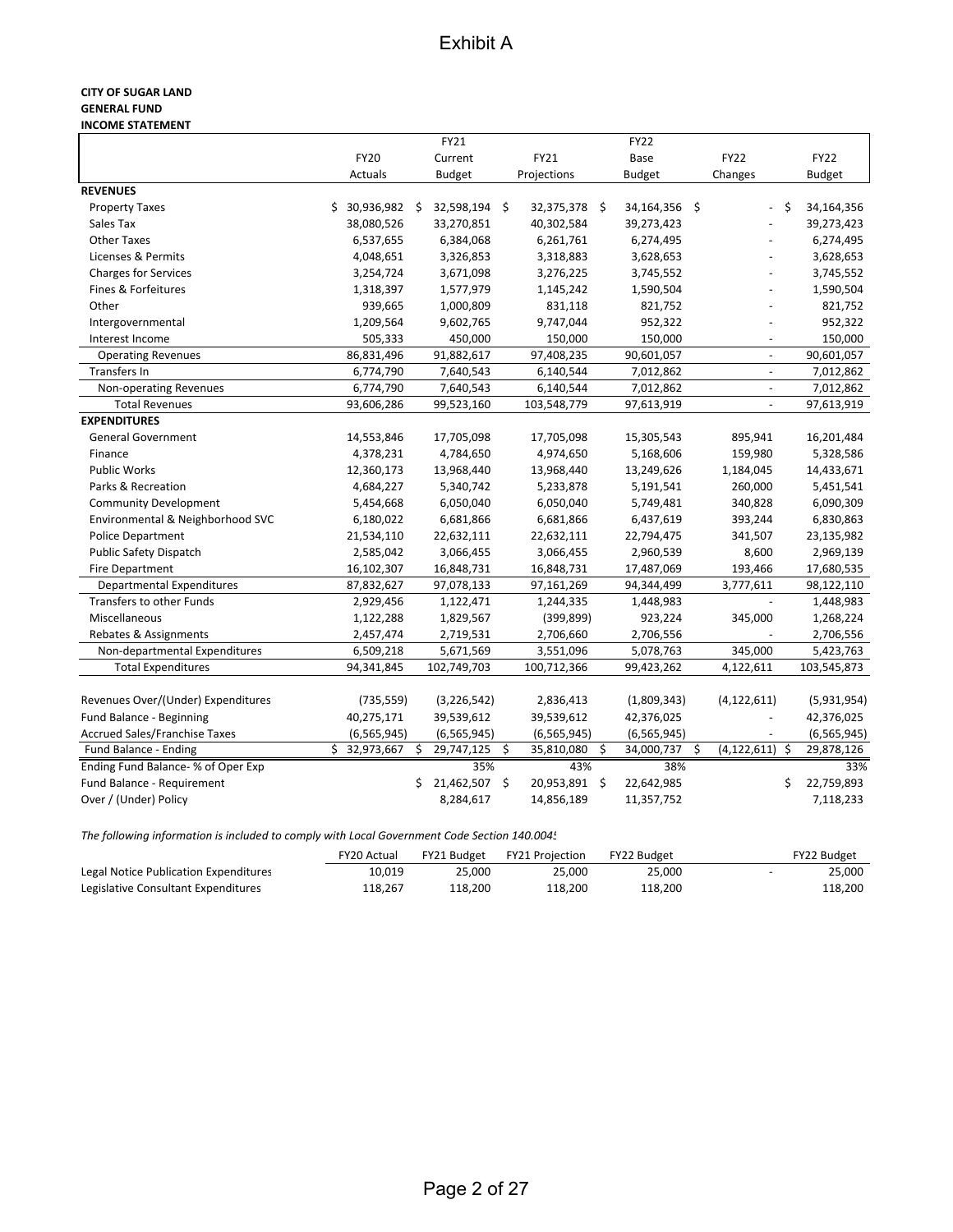# Exhibit A

**CITY OF SUGAR LAND**
**GENERAL FUND**
**INCOME STATEMENT**

| | FY20 Actuals | FY21 Current Budget | FY21 Projections | FY22 Base Budget | FY22 Changes | FY22 Budget |
|---|---|---|---|---|---|---|
| **REVENUES** | | | | | | |
| Property Taxes | $ 30,936,982 | $ 32,598,194 | $ 32,375,378 | $ 34,164,356 | $ - | $ 34,164,356 |
| Sales Tax | 38,080,526 | 33,270,851 | 40,302,584 | 39,273,423 | - | 39,273,423 |
| Other Taxes | 6,537,655 | 6,384,068 | 6,261,761 | 6,274,495 | - | 6,274,495 |
| Licenses & Permits | 4,048,651 | 3,326,853 | 3,318,883 | 3,628,653 | - | 3,628,653 |
| Charges for Services | 3,254,724 | 3,671,098 | 3,276,225 | 3,745,552 | - | 3,745,552 |
| Fines & Forfeitures | 1,318,397 | 1,577,979 | 1,145,242 | 1,590,504 | - | 1,590,504 |
| Other | 939,665 | 1,000,809 | 831,118 | 821,752 | - | 821,752 |
| Intergovernmental | 1,209,564 | 9,602,765 | 9,747,044 | 952,322 | - | 952,322 |
| Interest Income | 505,333 | 450,000 | 150,000 | 150,000 | - | 150,000 |
| Operating Revenues | 86,831,496 | 91,882,617 | 97,408,235 | 90,601,057 | - | 90,601,057 |
| Transfers In | 6,774,790 | 7,640,543 | 6,140,544 | 7,012,862 | - | 7,012,862 |
| Non-operating Revenues | 6,774,790 | 7,640,543 | 6,140,544 | 7,012,862 | - | 7,012,862 |
| Total Revenues | 93,606,286 | 99,523,160 | 103,548,779 | 97,613,919 | - | 97,613,919 |
| **EXPENDITURES** | | | | | | |
| General Government | 14,553,846 | 17,705,098 | 17,705,098 | 15,305,543 | 895,941 | 16,201,484 |
| Finance | 4,378,231 | 4,784,650 | 4,974,650 | 5,168,606 | 159,980 | 5,328,586 |
| Public Works | 12,360,173 | 13,968,440 | 13,968,440 | 13,249,626 | 1,184,045 | 14,433,671 |
| Parks & Recreation | 4,684,227 | 5,340,742 | 5,233,878 | 5,191,541 | 260,000 | 5,451,541 |
| Community Development | 5,454,668 | 6,050,040 | 6,050,040 | 5,749,481 | 340,828 | 6,090,309 |
| Environmental & Neighborhood SVC | 6,180,022 | 6,681,866 | 6,681,866 | 6,437,619 | 393,244 | 6,830,863 |
| Police Department | 21,534,110 | 22,632,111 | 22,632,111 | 22,794,475 | 341,507 | 23,135,982 |
| Public Safety Dispatch | 2,585,042 | 3,066,455 | 3,066,455 | 2,960,539 | 8,600 | 2,969,139 |
| Fire Department | 16,102,307 | 16,848,731 | 16,848,731 | 17,487,069 | 193,466 | 17,680,535 |
| Departmental Expenditures | 87,832,627 | 97,078,133 | 97,161,269 | 94,344,499 | 3,777,611 | 98,122,110 |
| Transfers to other Funds | 2,929,456 | 1,122,471 | 1,244,335 | 1,448,983 | - | 1,448,983 |
| Miscellaneous | 1,122,288 | 1,829,567 | (399,899) | 923,224 | 345,000 | 1,268,224 |
| Rebates & Assignments | 2,457,474 | 2,719,531 | 2,706,660 | 2,706,556 | - | 2,706,556 |
| Non-departmental Expenditures | 6,509,218 | 5,671,569 | 3,551,096 | 5,078,763 | 345,000 | 5,423,763 |
| Total Expenditures | 94,341,845 | 102,749,703 | 100,712,366 | 99,423,262 | 4,122,611 | 103,545,873 |
| | | | | | | |
| Revenues Over/(Under) Expenditures | (735,559) | (3,226,542) | 2,836,413 | (1,809,343) | (4,122,611) | (5,931,954) |
| Fund Balance - Beginning | 40,275,171 | 39,539,612 | 39,539,612 | 42,376,025 | - | 42,376,025 |
| Accrued Sales/Franchise Taxes | (6,565,945) | (6,565,945) | (6,565,945) | (6,565,945) | - | (6,565,945) |
| Fund Balance - Ending | $ 32,973,667 | $ 29,747,125 | $ 35,810,080 | $ 34,000,737 | $ (4,122,611) | $ 29,878,126 |
| Ending Fund Balance- % of Oper Exp | | 35% | 43% | 38% | | 33% |
| Fund Balance - Requirement | | $ 21,462,507 | $ 20,953,891 | $ 22,642,985 | | $ 22,759,893 |
| Over / (Under) Policy | | 8,284,617 | 14,856,189 | 11,357,752 | | 7,118,233 |

*The following information is included to comply with Local Government Code Section 140.0045*

| | FY20 Actual | FY21 Budget | FY21 Projection | FY22 Budget | | FY22 Budget |
|---|---|---|---|---|---|---|
| Legal Notice Publication Expenditures | 10,019 | 25,000 | 25,000 | 25,000 | - | 25,000 |
| Legislative Consultant Expenditures | 118,267 | 118,200 | 118,200 | 118,200 | | 118,200 |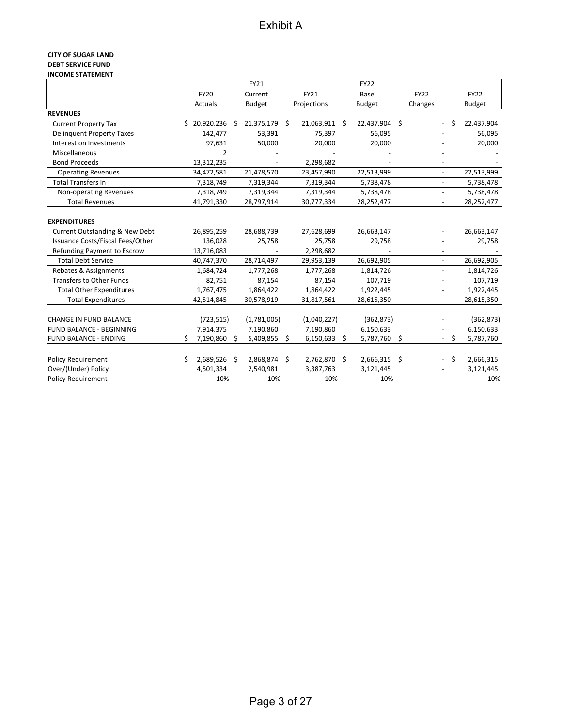# Exhibit A

**CITY OF SUGAR LAND**
**DEBT SERVICE FUND**
**INCOME STATEMENT**

| | FY20 Actuals | FY21 Current Budget | FY21 Projections | FY22 Base Budget | FY22 Changes | FY22 Budget |
|---|---|---|---|---|---|---|
| **REVENUES** | | | | | | |
| Current Property Tax | $ 20,920,236 | $ 21,375,179 | $ 21,063,911 | $ 22,437,904 | $ - | $ 22,437,904 |
| Delinquent Property Taxes | 142,477 | 53,391 | 75,397 | 56,095 | - | 56,095 |
| Interest on Investments | 97,631 | 50,000 | 20,000 | 20,000 | - | 20,000 |
| Miscellaneous | 2 | - | - | - | - | - |
| Bond Proceeds | 13,312,235 | - | 2,298,682 | - | - | - |
| Operating Revenues | 34,472,581 | 21,478,570 | 23,457,990 | 22,513,999 | - | 22,513,999 |
| Total Transfers In | 7,318,749 | 7,319,344 | 7,319,344 | 5,738,478 | - | 5,738,478 |
| Non-operating Revenues | 7,318,749 | 7,319,344 | 7,319,344 | 5,738,478 | - | 5,738,478 |
| Total Revenues | 41,791,330 | 28,797,914 | 30,777,334 | 28,252,477 | - | 28,252,477 |
| | | | | | | |
| **EXPENDITURES** | | | | | | |
| Current Outstanding & New Debt | 26,895,259 | 28,688,739 | 27,628,699 | 26,663,147 | - | 26,663,147 |
| Issuance Costs/Fiscal Fees/Other | 136,028 | 25,758 | 25,758 | 29,758 | - | 29,758 |
| Refunding Payment to Escrow | 13,716,083 | - | 2,298,682 | - | - | - |
| Total Debt Service | 40,747,370 | 28,714,497 | 29,953,139 | 26,692,905 | - | 26,692,905 |
| Rebates & Assignments | 1,684,724 | 1,777,268 | 1,777,268 | 1,814,726 | - | 1,814,726 |
| Transfers to Other Funds | 82,751 | 87,154 | 87,154 | 107,719 | - | 107,719 |
| Total Other Expenditures | 1,767,475 | 1,864,422 | 1,864,422 | 1,922,445 | - | 1,922,445 |
| Total Expenditures | 42,514,845 | 30,578,919 | 31,817,561 | 28,615,350 | - | 28,615,350 |
| | | | | | | |
| CHANGE IN FUND BALANCE | (723,515) | (1,781,005) | (1,040,227) | (362,873) | - | (362,873) |
| FUND BALANCE - BEGINNING | 7,914,375 | 7,190,860 | 7,190,860 | 6,150,633 | - | 6,150,633 |
| FUND BALANCE - ENDING | $ 7,190,860 | $ 5,409,855 | $ 6,150,633 | $ 5,787,760 | $ - | $ 5,787,760 |
| | | | | | | |
| Policy Requirement | $ 2,689,526 | $ 2,868,874 | $ 2,762,870 | $ 2,666,315 | $ - | $ 2,666,315 |
| Over/(Under) Policy | 4,501,334 | 2,540,981 | 3,387,763 | 3,121,445 | - | 3,121,445 |
| Policy Requirement | 10% | 10% | 10% | 10% | | 10% |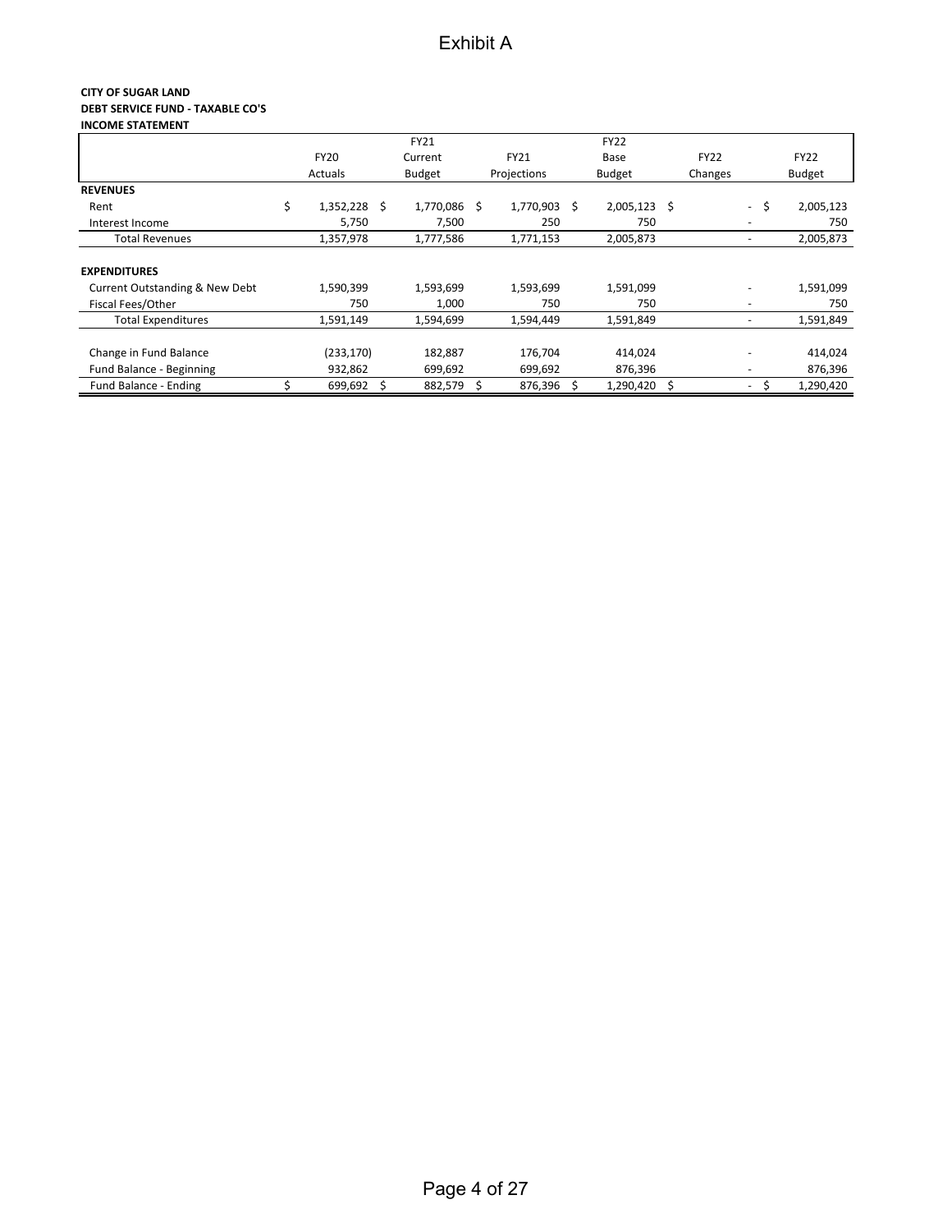# Exhibit A

**CITY OF SUGAR LAND**
**DEBT SERVICE FUND - TAXABLE CO'S**
**INCOME STATEMENT**

| | FY20 Actuals | FY21 Current Budget | FY21 Projections | FY22 Base Budget | FY22 Changes | FY22 Budget |
|---|---|---|---|---|---|---|
| **REVENUES** | | | | | | |
| Rent | $ 1,352,228 | $ 1,770,086 | $ 1,770,903 | $ 2,005,123 | $ - | $ 2,005,123 |
| Interest Income | 5,750 | 7,500 | 250 | 750 | - | 750 |
| Total Revenues | 1,357,978 | 1,777,586 | 1,771,153 | 2,005,873 | - | 2,005,873 |
| | | | | | | |
| **EXPENDITURES** | | | | | | |
| Current Outstanding & New Debt | 1,590,399 | 1,593,699 | 1,593,699 | 1,591,099 | - | 1,591,099 |
| Fiscal Fees/Other | 750 | 1,000 | 750 | 750 | - | 750 |
| Total Expenditures | 1,591,149 | 1,594,699 | 1,594,449 | 1,591,849 | - | 1,591,849 |
| | | | | | | |
| Change in Fund Balance | (233,170) | 182,887 | 176,704 | 414,024 | - | 414,024 |
| Fund Balance - Beginning | 932,862 | 699,692 | 699,692 | 876,396 | - | 876,396 |
| Fund Balance - Ending | $ 699,692 | $ 882,579 | $ 876,396 | $ 1,290,420 | $ - | $ 1,290,420 |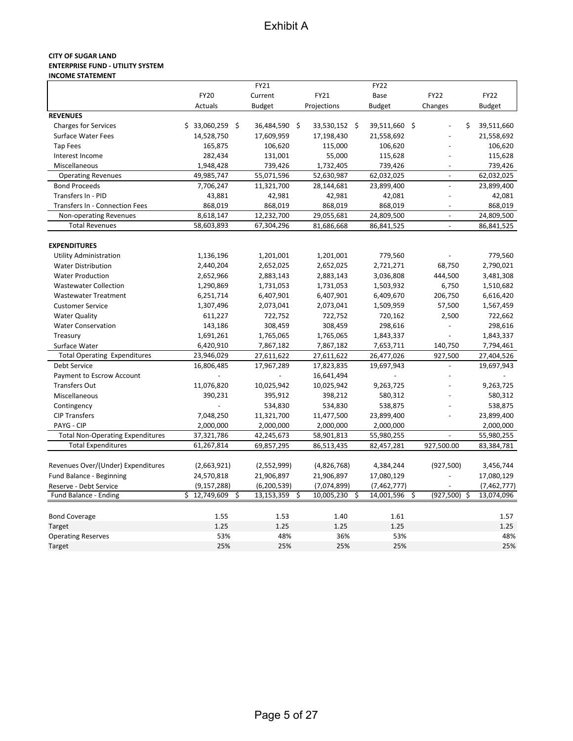# Exhibit A

**CITY OF SUGAR LAND**
**ENTERPRISE FUND - UTILITY SYSTEM**
**INCOME STATEMENT**

| | FY20 Actuals | FY21 Current Budget | FY21 Projections | FY22 Base Budget | FY22 Changes | FY22 Budget |
|---|---|---|---|---|---|---|
| **REVENUES** | | | | | | |
| Charges for Services | $ 33,060,259 | $ 36,484,590 | $ 33,530,152 | $ 39,511,660 | $ - | $ 39,511,660 |
| Surface Water Fees | 14,528,750 | 17,609,959 | 17,198,430 | 21,558,692 | - | 21,558,692 |
| Tap Fees | 165,875 | 106,620 | 115,000 | 106,620 | - | 106,620 |
| Interest Income | 282,434 | 131,001 | 55,000 | 115,628 | - | 115,628 |
| Miscellaneous | 1,948,428 | 739,426 | 1,732,405 | 739,426 | - | 739,426 |
| Operating Revenues | 49,985,747 | 55,071,596 | 52,630,987 | 62,032,025 | - | 62,032,025 |
| Bond Proceeds | 7,706,247 | 11,321,700 | 28,144,681 | 23,899,400 | - | 23,899,400 |
| Transfers In - PID | 43,881 | 42,981 | 42,981 | 42,081 | - | 42,081 |
| Transfers In - Connection Fees | 868,019 | 868,019 | 868,019 | 868,019 | - | 868,019 |
| Non-operating Revenues | 8,618,147 | 12,232,700 | 29,055,681 | 24,809,500 | - | 24,809,500 |
| Total Revenues | 58,603,893 | 67,304,296 | 81,686,668 | 86,841,525 | - | 86,841,525 |
| **EXPENDITURES** | | | | | | |
| Utility Administration | 1,136,196 | 1,201,001 | 1,201,001 | 779,560 | - | 779,560 |
| Water Distribution | 2,440,204 | 2,652,025 | 2,652,025 | 2,721,271 | 68,750 | 2,790,021 |
| Water Production | 2,652,966 | 2,883,143 | 2,883,143 | 3,036,808 | 444,500 | 3,481,308 |
| Wastewater Collection | 1,290,869 | 1,731,053 | 1,731,053 | 1,503,932 | 6,750 | 1,510,682 |
| Wastewater Treatment | 6,251,714 | 6,407,901 | 6,407,901 | 6,409,670 | 206,750 | 6,616,420 |
| Customer Service | 1,307,496 | 2,073,041 | 2,073,041 | 1,509,959 | 57,500 | 1,567,459 |
| Water Quality | 611,227 | 722,752 | 722,752 | 720,162 | 2,500 | 722,662 |
| Water Conservation | 143,186 | 308,459 | 308,459 | 298,616 | - | 298,616 |
| Treasury | 1,691,261 | 1,765,065 | 1,765,065 | 1,843,337 | - | 1,843,337 |
| Surface Water | 6,420,910 | 7,867,182 | 7,867,182 | 7,653,711 | 140,750 | 7,794,461 |
| Total Operating Expenditures | 23,946,029 | 27,611,622 | 27,611,622 | 26,477,026 | 927,500 | 27,404,526 |
| Debt Service | 16,806,485 | 17,967,289 | 17,823,835 | 19,697,943 | - | 19,697,943 |
| Payment to Escrow Account | - | - | 16,641,494 | - | - | - |
| Transfers Out | 11,076,820 | 10,025,942 | 10,025,942 | 9,263,725 | - | 9,263,725 |
| Miscellaneous | 390,231 | 395,912 | 398,212 | 580,312 | - | 580,312 |
| Contingency | - | 534,830 | 534,830 | 538,875 | - | 538,875 |
| CIP Transfers | 7,048,250 | 11,321,700 | 11,477,500 | 23,899,400 | - | 23,899,400 |
| PAYG - CIP | 2,000,000 | 2,000,000 | 2,000,000 | 2,000,000 | | 2,000,000 |
| Total Non-Operating Expenditures | 37,321,786 | 42,245,673 | 58,901,813 | 55,980,255 | - | 55,980,255 |
| Total Expenditures | 61,267,814 | 69,857,295 | 86,513,435 | 82,457,281 | 927,500.00 | 83,384,781 |
| Revenues Over/(Under) Expenditures | (2,663,921) | (2,552,999) | (4,826,768) | 4,384,244 | (927,500) | 3,456,744 |
| Fund Balance - Beginning | 24,570,818 | 21,906,897 | 21,906,897 | 17,080,129 | - | 17,080,129 |
| Reserve - Debt Service | (9,157,288) | (6,200,539) | (7,074,899) | (7,462,777) | - | (7,462,777) |
| Fund Balance - Ending | $ 12,749,609 | $ 13,153,359 | $ 10,005,230 | $ 14,001,596 | $ (927,500) | $ 13,074,096 |
| Bond Coverage | 1.55 | 1.53 | 1.40 | 1.61 | | 1.57 |
| Target | 1.25 | 1.25 | 1.25 | 1.25 | | 1.25 |
| Operating Reserves | 53% | 48% | 36% | 53% | | 48% |
| Target | 25% | 25% | 25% | 25% | | 25% |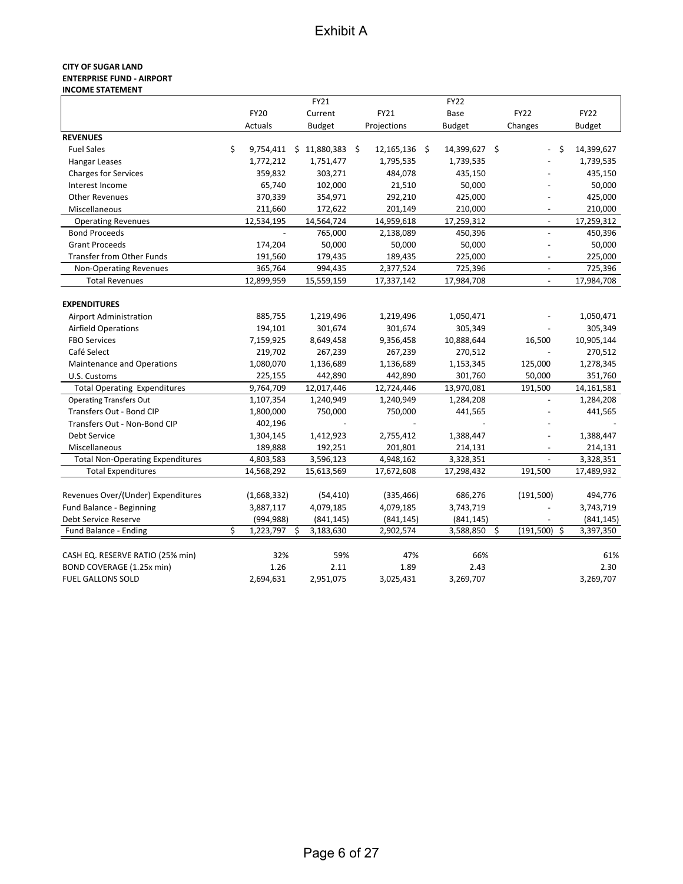# Exhibit A

**CITY OF SUGAR LAND**
**ENTERPRISE FUND - AIRPORT**
**INCOME STATEMENT**

| | FY20 Actuals | FY21 Current Budget | FY21 Projections | FY22 Base Budget | FY22 Changes | FY22 Budget |
|---|---|---|---|---|---|---|
| **REVENUES** | | | | | | |
| Fuel Sales | $ 9,754,411 | $ 11,880,383 | $ 12,165,136 | $ 14,399,627 | $ - | $ 14,399,627 |
| Hangar Leases | 1,772,212 | 1,751,477 | 1,795,535 | 1,739,535 | - | 1,739,535 |
| Charges for Services | 359,832 | 303,271 | 484,078 | 435,150 | - | 435,150 |
| Interest Income | 65,740 | 102,000 | 21,510 | 50,000 | - | 50,000 |
| Other Revenues | 370,339 | 354,971 | 292,210 | 425,000 | - | 425,000 |
| Miscellaneous | 211,660 | 172,622 | 201,149 | 210,000 | - | 210,000 |
| Operating Revenues | 12,534,195 | 14,564,724 | 14,959,618 | 17,259,312 | - | 17,259,312 |
| Bond Proceeds | - | 765,000 | 2,138,089 | 450,396 | - | 450,396 |
| Grant Proceeds | 174,204 | 50,000 | 50,000 | 50,000 | - | 50,000 |
| Transfer from Other Funds | 191,560 | 179,435 | 189,435 | 225,000 | - | 225,000 |
| Non-Operating Revenues | 365,764 | 994,435 | 2,377,524 | 725,396 | - | 725,396 |
| Total Revenues | 12,899,959 | 15,559,159 | 17,337,142 | 17,984,708 | - | 17,984,708 |
| **EXPENDITURES** | | | | | | |
| Airport Administration | 885,755 | 1,219,496 | 1,219,496 | 1,050,471 | - | 1,050,471 |
| Airfield Operations | 194,101 | 301,674 | 301,674 | 305,349 | - | 305,349 |
| FBO Services | 7,159,925 | 8,649,458 | 9,356,458 | 10,888,644 | 16,500 | 10,905,144 |
| Café Select | 219,702 | 267,239 | 267,239 | 270,512 | - | 270,512 |
| Maintenance and Operations | 1,080,070 | 1,136,689 | 1,136,689 | 1,153,345 | 125,000 | 1,278,345 |
| U.S. Customs | 225,155 | 442,890 | 442,890 | 301,760 | 50,000 | 351,760 |
| Total Operating Expenditures | 9,764,709 | 12,017,446 | 12,724,446 | 13,970,081 | 191,500 | 14,161,581 |
| Operating Transfers Out | 1,107,354 | 1,240,949 | 1,240,949 | 1,284,208 | - | 1,284,208 |
| Transfers Out - Bond CIP | 1,800,000 | 750,000 | 750,000 | 441,565 | - | 441,565 |
| Transfers Out - Non-Bond CIP | 402,196 | - | - | - | - | - |
| Debt Service | 1,304,145 | 1,412,923 | 2,755,412 | 1,388,447 | - | 1,388,447 |
| Miscellaneous | 189,888 | 192,251 | 201,801 | 214,131 | - | 214,131 |
| Total Non-Operating Expenditures | 4,803,583 | 3,596,123 | 4,948,162 | 3,328,351 | - | 3,328,351 |
| Total Expenditures | 14,568,292 | 15,613,569 | 17,672,608 | 17,298,432 | 191,500 | 17,489,932 |
| Revenues Over/(Under) Expenditures | (1,668,332) | (54,410) | (335,466) | 686,276 | (191,500) | 494,776 |
| Fund Balance - Beginning | 3,887,117 | 4,079,185 | 4,079,185 | 3,743,719 | - | 3,743,719 |
| Debt Service Reserve | (994,988) | (841,145) | (841,145) | (841,145) | - | (841,145) |
| Fund Balance - Ending | $ 1,223,797 | $ 3,183,630 | 2,902,574 | 3,588,850 | $ (191,500) | $ 3,397,350 |
| CASH EQ. RESERVE RATIO (25% min) | 32% | 59% | 47% | 66% | | 61% |
| BOND COVERAGE (1.25x min) | 1.26 | 2.11 | 1.89 | 2.43 | | 2.30 |
| FUEL GALLONS SOLD | 2,694,631 | 2,951,075 | 3,025,431 | 3,269,707 | | 3,269,707 |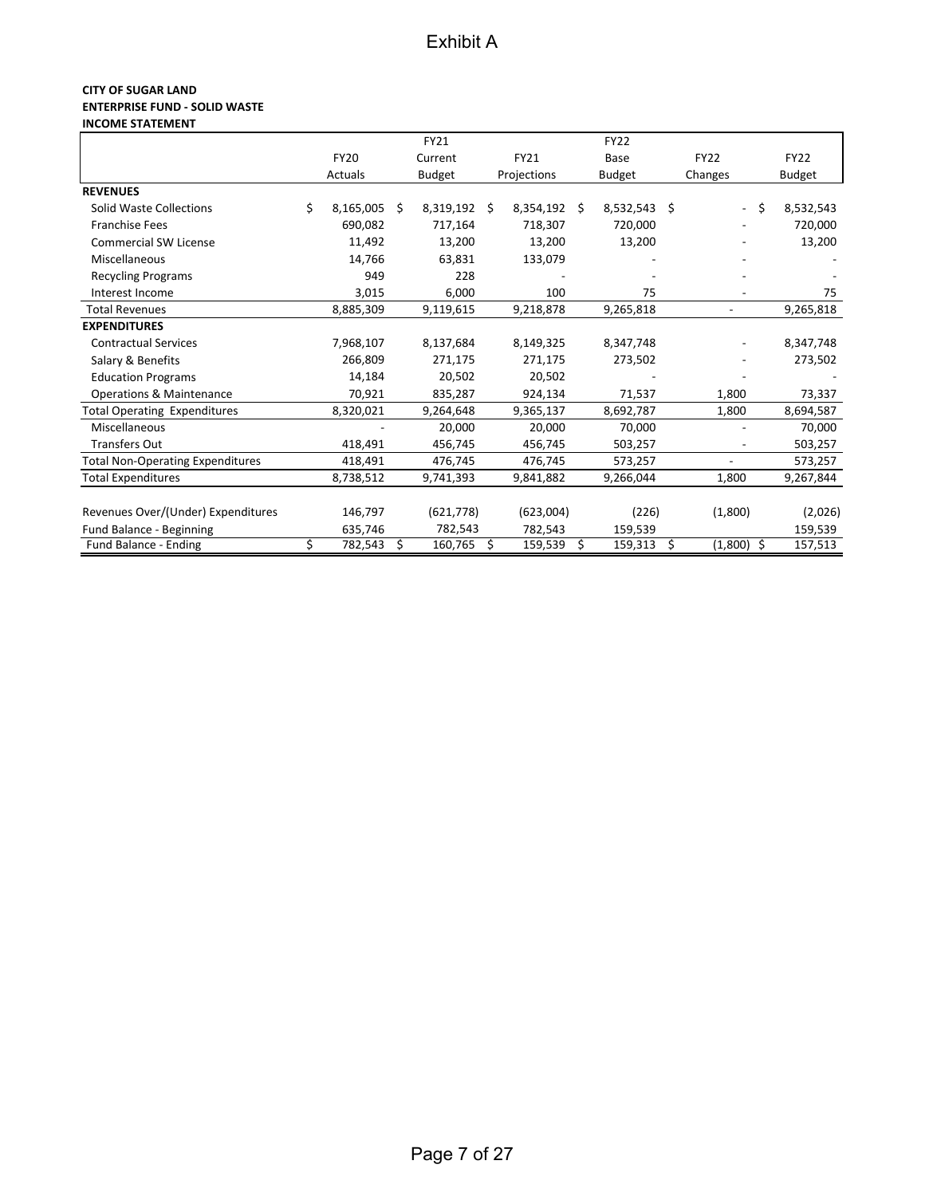# Exhibit A

**CITY OF SUGAR LAND**
**ENTERPRISE FUND - SOLID WASTE**
**INCOME STATEMENT**

| | FY20 Actuals | FY21 Current Budget | FY21 Projections | FY22 Base Budget | FY22 Changes | FY22 Budget |
|---|---|---|---|---|---|---|
| **REVENUES** | | | | | | |
| Solid Waste Collections | $ 8,165,005 | $ 8,319,192 | $ 8,354,192 | $ 8,532,543 | $ - | $ 8,532,543 |
| Franchise Fees | 690,082 | 717,164 | 718,307 | 720,000 | - | 720,000 |
| Commercial SW License | 11,492 | 13,200 | 13,200 | 13,200 | - | 13,200 |
| Miscellaneous | 14,766 | 63,831 | 133,079 | - | - | - |
| Recycling Programs | 949 | 228 | - | - | - | - |
| Interest Income | 3,015 | 6,000 | 100 | 75 | - | 75 |
| Total Revenues | 8,885,309 | 9,119,615 | 9,218,878 | 9,265,818 | - | 9,265,818 |
| **EXPENDITURES** | | | | | | |
| Contractual Services | 7,968,107 | 8,137,684 | 8,149,325 | 8,347,748 | - | 8,347,748 |
| Salary & Benefits | 266,809 | 271,175 | 271,175 | 273,502 | - | 273,502 |
| Education Programs | 14,184 | 20,502 | 20,502 | - | - | - |
| Operations & Maintenance | 70,921 | 835,287 | 924,134 | 71,537 | 1,800 | 73,337 |
| Total Operating Expenditures | 8,320,021 | 9,264,648 | 9,365,137 | 8,692,787 | 1,800 | 8,694,587 |
| Miscellaneous | - | 20,000 | 20,000 | 70,000 | - | 70,000 |
| Transfers Out | 418,491 | 456,745 | 456,745 | 503,257 | - | 503,257 |
| Total Non-Operating Expenditures | 418,491 | 476,745 | 476,745 | 573,257 | - | 573,257 |
| Total Expenditures | 8,738,512 | 9,741,393 | 9,841,882 | 9,266,044 | 1,800 | 9,267,844 |
| | | | | | | |
| Revenues Over/(Under) Expenditures | 146,797 | (621,778) | (623,004) | (226) | (1,800) | (2,026) |
| Fund Balance - Beginning | 635,746 | 782,543 | 782,543 | 159,539 | | 159,539 |
| Fund Balance - Ending | $ 782,543 | $ 160,765 | $ 159,539 | $ 159,313 | $ (1,800) | $ 157,513 |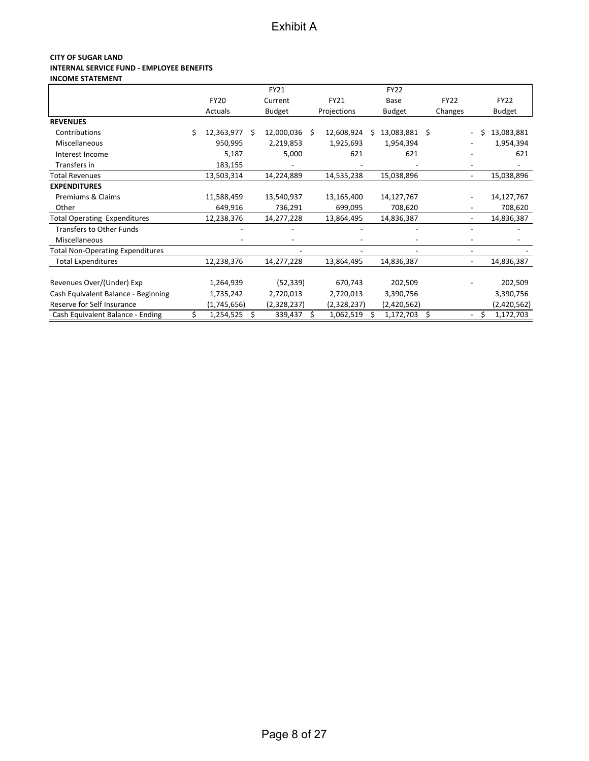# Exhibit A

**CITY OF SUGAR LAND**
**INTERNAL SERVICE FUND - EMPLOYEE BENEFITS**
**INCOME STATEMENT**

| | FY20 Actuals | FY21 Current Budget | FY21 Projections | FY22 Base Budget | FY22 Changes | FY22 Budget |
|---|---|---|---|---|---|---|
| **REVENUES** | | | | | | |
| Contributions | $ 12,363,977 | $ 12,000,036 | $ 12,608,924 | $ 13,083,881 | $ - | $ 13,083,881 |
| Miscellaneous | 950,995 | 2,219,853 | 1,925,693 | 1,954,394 | - | 1,954,394 |
| Interest Income | 5,187 | 5,000 | 621 | 621 | - | 621 |
| Transfers in | 183,155 | - | - | - | - | - |
| Total Revenues | 13,503,314 | 14,224,889 | 14,535,238 | 15,038,896 | - | 15,038,896 |
| **EXPENDITURES** | | | | | | |
| Premiums & Claims | 11,588,459 | 13,540,937 | 13,165,400 | 14,127,767 | - | 14,127,767 |
| Other | 649,916 | 736,291 | 699,095 | 708,620 | - | 708,620 |
| Total Operating Expenditures | 12,238,376 | 14,277,228 | 13,864,495 | 14,836,387 | - | 14,836,387 |
| Transfers to Other Funds | - | - | - | - | - | - |
| Miscellaneous | - | - | - | - | - | - |
| Total Non-Operating Expenditures | | - | - | - | - | - |
| Total Expenditures | 12,238,376 | 14,277,228 | 13,864,495 | 14,836,387 | - | 14,836,387 |
| | | | | | | |
| Revenues Over/(Under) Exp | 1,264,939 | (52,339) | 670,743 | 202,509 | - | 202,509 |
| Cash Equivalent Balance - Beginning | 1,735,242 | 2,720,013 | 2,720,013 | 3,390,756 | | 3,390,756 |
| Reserve for Self Insurance | (1,745,656) | (2,328,237) | (2,328,237) | (2,420,562) | | (2,420,562) |
| Cash Equivalent Balance - Ending | $ 1,254,525 | $ 339,437 | $ 1,062,519 | $ 1,172,703 | $ - | $ 1,172,703 |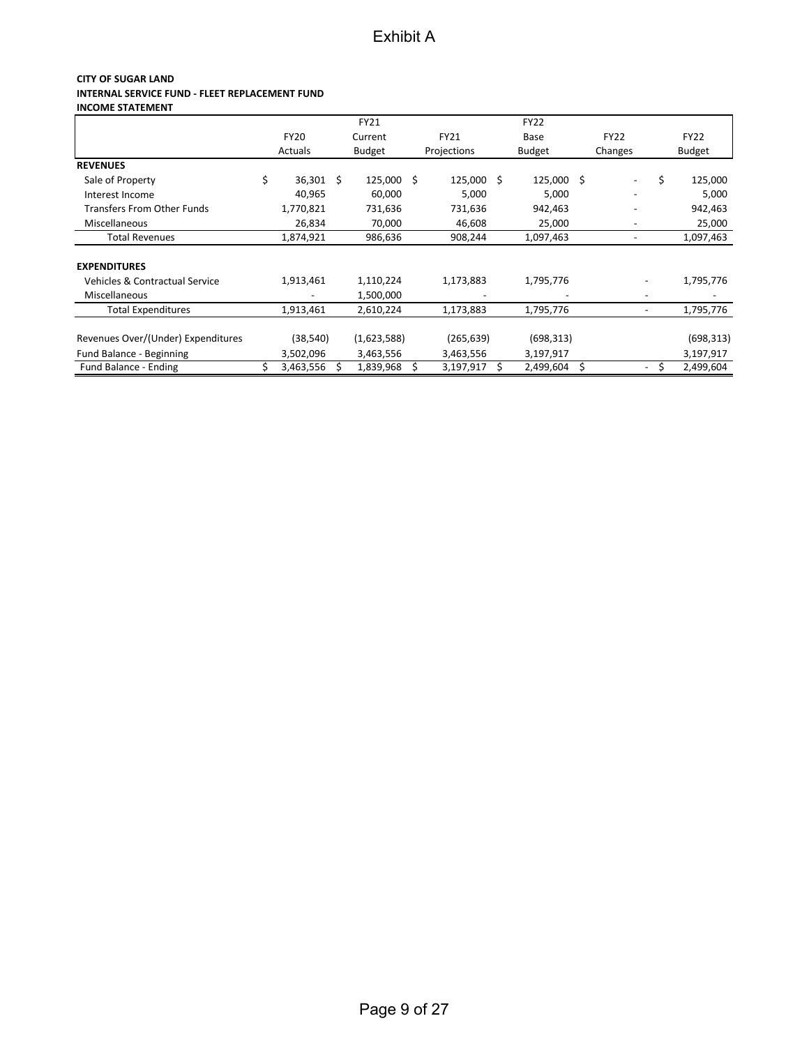# Exhibit A

**CITY OF SUGAR LAND**
**INTERNAL SERVICE FUND - FLEET REPLACEMENT FUND**
**INCOME STATEMENT**

| | FY20 Actuals | FY21 Current Budget | FY21 Projections | FY22 Base Budget | FY22 Changes | FY22 Budget |
|---|---|---|---|---|---|---|
| **REVENUES** | | | | | | |
| Sale of Property | $ 36,301 | $ 125,000 | $ 125,000 | $ 125,000 | $ - | $ 125,000 |
| Interest Income | 40,965 | 60,000 | 5,000 | 5,000 | - | 5,000 |
| Transfers From Other Funds | 1,770,821 | 731,636 | 731,636 | 942,463 | - | 942,463 |
| Miscellaneous | 26,834 | 70,000 | 46,608 | 25,000 | - | 25,000 |
| Total Revenues | 1,874,921 | 986,636 | 908,244 | 1,097,463 | - | 1,097,463 |
| **EXPENDITURES** | | | | | | |
| Vehicles & Contractual Service | 1,913,461 | 1,110,224 | 1,173,883 | 1,795,776 | - | 1,795,776 |
| Miscellaneous | - | 1,500,000 | - | - | - | - |
| Total Expenditures | 1,913,461 | 2,610,224 | 1,173,883 | 1,795,776 | - | 1,795,776 |
| Revenues Over/(Under) Expenditures | (38,540) | (1,623,588) | (265,639) | (698,313) | | (698,313) |
| Fund Balance - Beginning | 3,502,096 | 3,463,556 | 3,463,556 | 3,197,917 | | 3,197,917 |
| Fund Balance - Ending | $ 3,463,556 | $ 1,839,968 | $ 3,197,917 | $ 2,499,604 | $ - | $ 2,499,604 |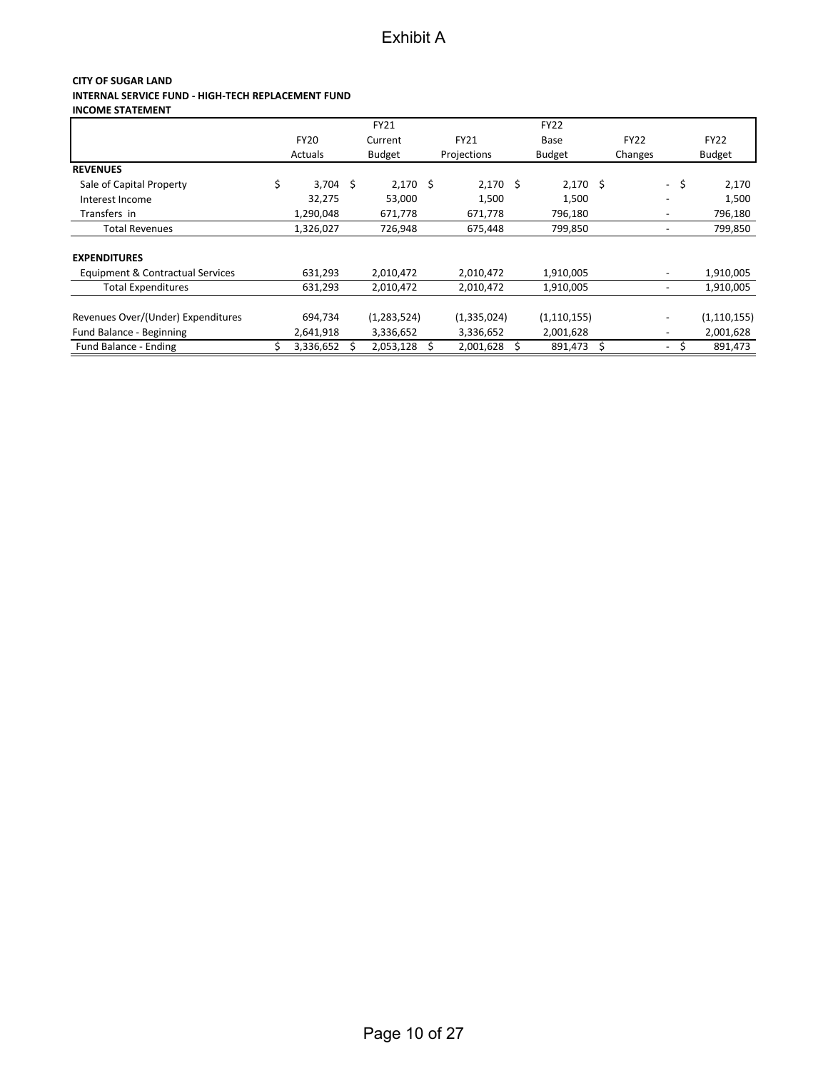# Exhibit A

**CITY OF SUGAR LAND**
**INTERNAL SERVICE FUND - HIGH-TECH REPLACEMENT FUND**
**INCOME STATEMENT**

| | FY20 Actuals | FY21 Current Budget | FY21 Projections | FY22 Base Budget | FY22 Changes | FY22 Budget |
|---|---|---|---|---|---|---|
| **REVENUES** | | | | | | |
| Sale of Capital Property | $ 3,704 | $ 2,170 | $ 2,170 | $ 2,170 | $ - | $ 2,170 |
| Interest Income | 32,275 | 53,000 | 1,500 | 1,500 | - | 1,500 |
| Transfers in | 1,290,048 | 671,778 | 671,778 | 796,180 | - | 796,180 |
| Total Revenues | 1,326,027 | 726,948 | 675,448 | 799,850 | - | 799,850 |
| **EXPENDITURES** | | | | | | |
| Equipment & Contractual Services | 631,293 | 2,010,472 | 2,010,472 | 1,910,005 | - | 1,910,005 |
| Total Expenditures | 631,293 | 2,010,472 | 2,010,472 | 1,910,005 | - | 1,910,005 |
| Revenues Over/(Under) Expenditures | 694,734 | (1,283,524) | (1,335,024) | (1,110,155) | - | (1,110,155) |
| Fund Balance - Beginning | 2,641,918 | 3,336,652 | 3,336,652 | 2,001,628 | - | 2,001,628 |
| Fund Balance - Ending | $ 3,336,652 | $ 2,053,128 | $ 2,001,628 | $ 891,473 | $ - | $ 891,473 |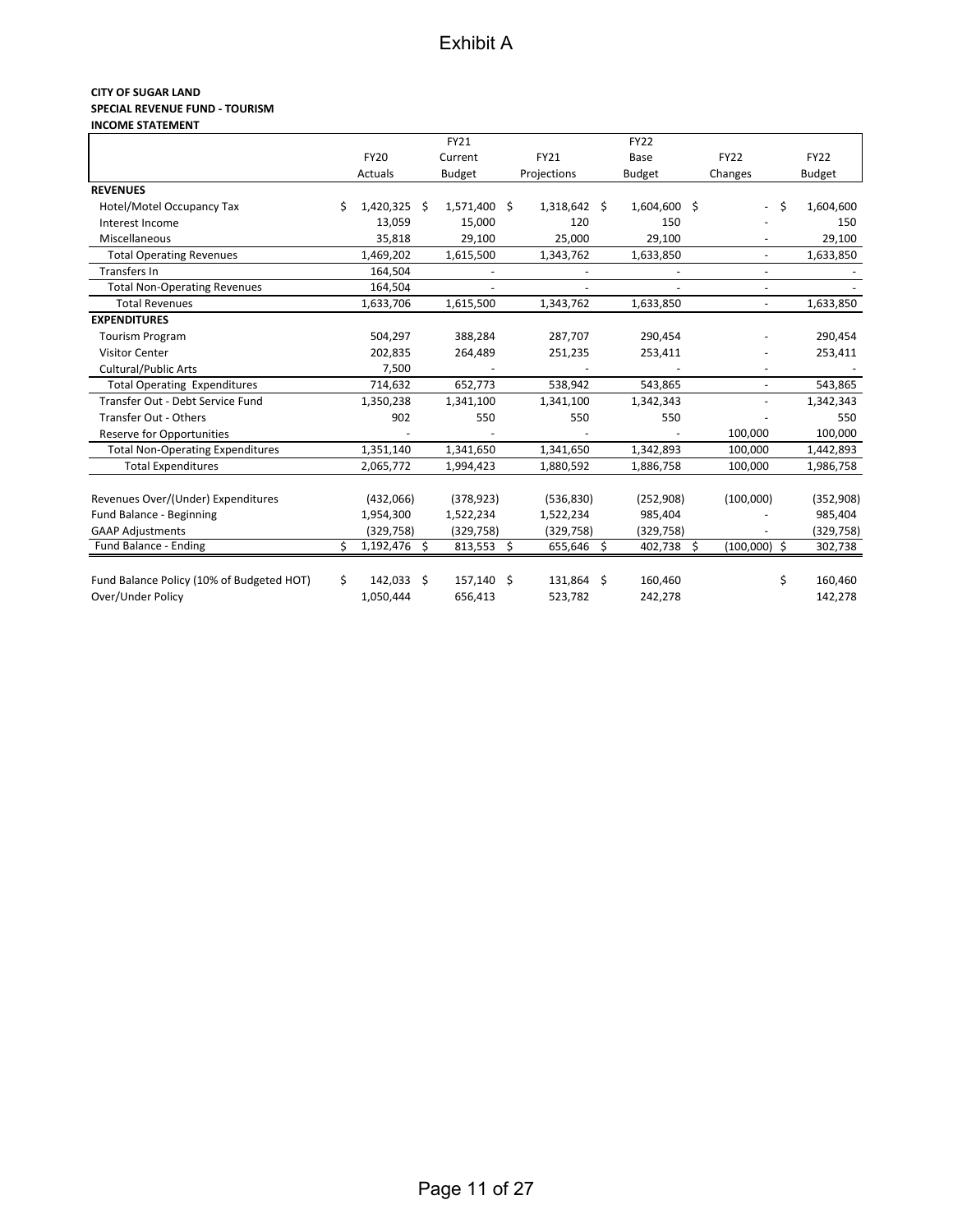# Exhibit A

**CITY OF SUGAR LAND**
**SPECIAL REVENUE FUND - TOURISM**
**INCOME STATEMENT**

| | FY20 Actuals | FY21 Current Budget | FY21 Projections | FY22 Base Budget | FY22 Changes | FY22 Budget |
|---|---|---|---|---|---|---|
| **REVENUES** | | | | | | |
| Hotel/Motel Occupancy Tax | $ 1,420,325 | $ 1,571,400 | $ 1,318,642 | $ 1,604,600 | $ - | $ 1,604,600 |
| Interest Income | 13,059 | 15,000 | 120 | 150 | - | 150 |
| Miscellaneous | 35,818 | 29,100 | 25,000 | 29,100 | - | 29,100 |
| Total Operating Revenues | 1,469,202 | 1,615,500 | 1,343,762 | 1,633,850 | - | 1,633,850 |
| Transfers In | 164,504 | - | - | - | - | - |
| Total Non-Operating Revenues | 164,504 | - | - | - | - | - |
| Total Revenues | 1,633,706 | 1,615,500 | 1,343,762 | 1,633,850 | - | 1,633,850 |
| **EXPENDITURES** | | | | | | |
| Tourism Program | 504,297 | 388,284 | 287,707 | 290,454 | - | 290,454 |
| Visitor Center | 202,835 | 264,489 | 251,235 | 253,411 | - | 253,411 |
| Cultural/Public Arts | 7,500 | - | - | - | - | - |
| Total Operating Expenditures | 714,632 | 652,773 | 538,942 | 543,865 | - | 543,865 |
| Transfer Out - Debt Service Fund | 1,350,238 | 1,341,100 | 1,341,100 | 1,342,343 | - | 1,342,343 |
| Transfer Out - Others | 902 | 550 | 550 | 550 | - | 550 |
| Reserve for Opportunities | - | - | - | - | 100,000 | 100,000 |
| Total Non-Operating Expenditures | 1,351,140 | 1,341,650 | 1,341,650 | 1,342,893 | 100,000 | 1,442,893 |
| Total Expenditures | 2,065,772 | 1,994,423 | 1,880,592 | 1,886,758 | 100,000 | 1,986,758 |
| | | | | | | |
| Revenues Over/(Under) Expenditures | (432,066) | (378,923) | (536,830) | (252,908) | (100,000) | (352,908) |
| Fund Balance - Beginning | 1,954,300 | 1,522,234 | 1,522,234 | 985,404 | - | 985,404 |
| GAAP Adjustments | (329,758) | (329,758) | (329,758) | (329,758) | - | (329,758) |
| Fund Balance - Ending | $ 1,192,476 | $ 813,553 | $ 655,646 | $ 402,738 | $ (100,000) | $ 302,738 |
| | | | | | | |
| Fund Balance Policy (10% of Budgeted HOT) | $ 142,033 | $ 157,140 | $ 131,864 | $ 160,460 | | $ 160,460 |
| Over/Under Policy | 1,050,444 | 656,413 | 523,782 | 242,278 | | 142,278 |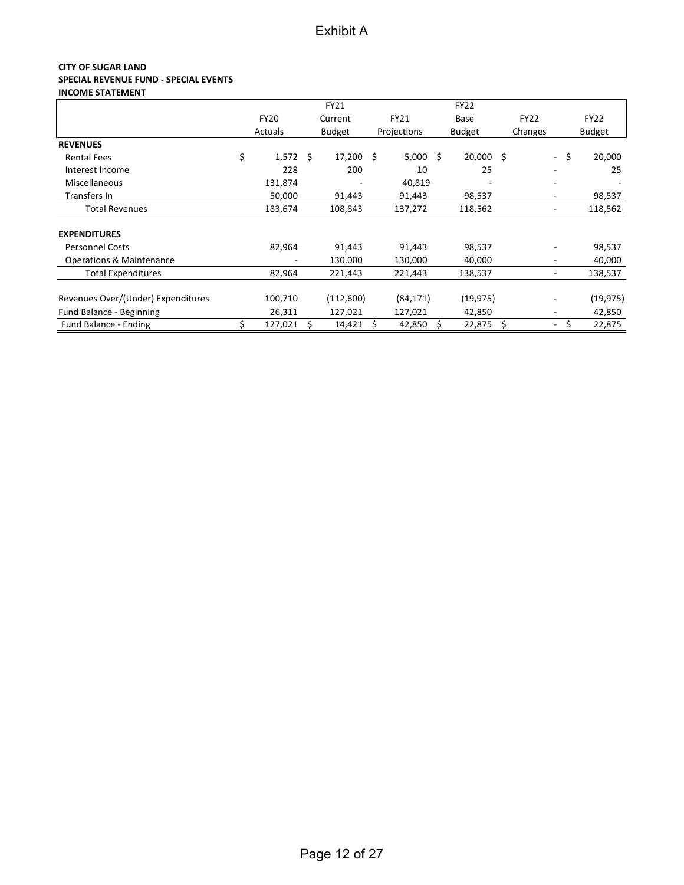Exhibit A

**CITY OF SUGAR LAND**
**SPECIAL REVENUE FUND - SPECIAL EVENTS**
**INCOME STATEMENT**

| | FY20 Actuals | FY21 Current Budget | FY21 Projections | FY22 Base Budget | FY22 Changes | FY22 Budget |
|---|---|---|---|---|---|---|
| **REVENUES** | | | | | | |
| Rental Fees | $ 1,572 | $ 17,200 | $ 5,000 | $ 20,000 | $ - | $ 20,000 |
| Interest Income | 228 | 200 | 10 | 25 | - | 25 |
| Miscellaneous | 131,874 | - | 40,819 | - | - | - |
| Transfers In | 50,000 | 91,443 | 91,443 | 98,537 | - | 98,537 |
| Total Revenues | 183,674 | 108,843 | 137,272 | 118,562 | - | 118,562 |
| **EXPENDITURES** | | | | | | |
| Personnel Costs | 82,964 | 91,443 | 91,443 | 98,537 | - | 98,537 |
| Operations & Maintenance | - | 130,000 | 130,000 | 40,000 | - | 40,000 |
| Total Expenditures | 82,964 | 221,443 | 221,443 | 138,537 | - | 138,537 |
| Revenues Over/(Under) Expenditures | 100,710 | (112,600) | (84,171) | (19,975) | - | (19,975) |
| Fund Balance - Beginning | 26,311 | 127,021 | 127,021 | 42,850 | - | 42,850 |
| Fund Balance - Ending | $ 127,021 | $ 14,421 | $ 42,850 | $ 22,875 | $ - | $ 22,875 |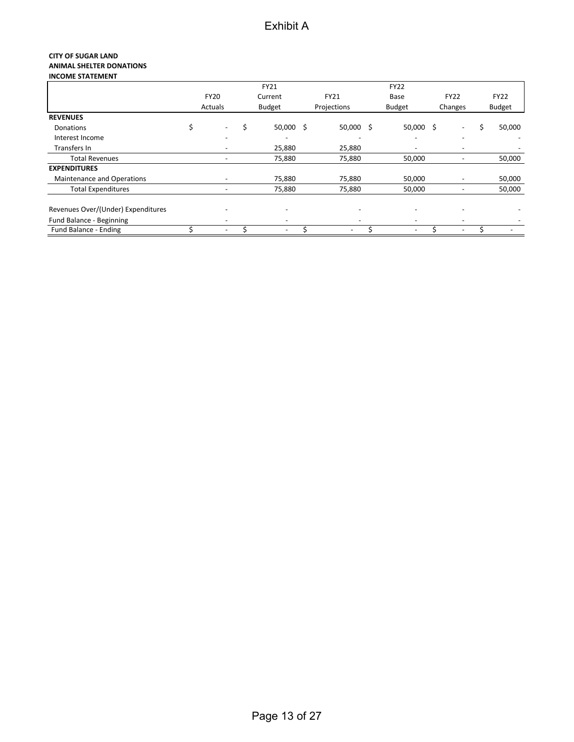# Exhibit A

**CITY OF SUGAR LAND**
**ANIMAL SHELTER DONATIONS**
**INCOME STATEMENT**

| | FY20 Actuals | FY21 Current Budget | FY21 Projections | FY22 Base Budget | FY22 Changes | FY22 Budget |
|---|---|---|---|---|---|---|
| **REVENUES** | | | | | | |
| Donations | $ - | $ 50,000 | $ 50,000 | $ 50,000 | $ - | $ 50,000 |
| Interest Income | - | - | - | - | - | - |
| Transfers In | - | 25,880 | 25,880 | - | - | - |
| Total Revenues | - | 75,880 | 75,880 | 50,000 | - | 50,000 |
| **EXPENDITURES** | | | | | | |
| Maintenance and Operations | - | 75,880 | 75,880 | 50,000 | - | 50,000 |
| Total Expenditures | - | 75,880 | 75,880 | 50,000 | - | 50,000 |
| | | | | | | |
| Revenues Over/(Under) Expenditures | - | - | - | - | - | - |
| Fund Balance - Beginning | - | - | - | - | - | - |
| Fund Balance - Ending | $ - | $ - | $ - | $ - | $ - | $ - |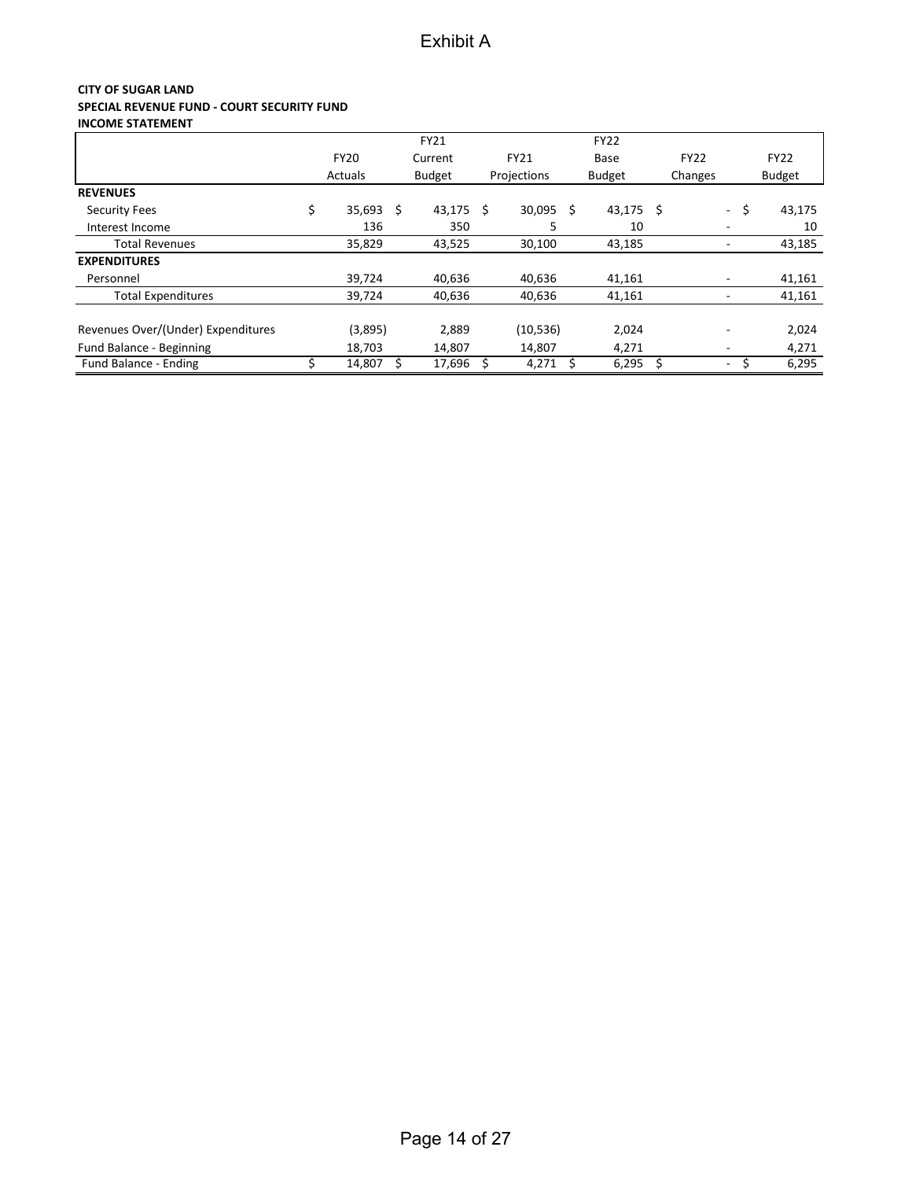# Exhibit A

**CITY OF SUGAR LAND**
**SPECIAL REVENUE FUND - COURT SECURITY FUND**
**INCOME STATEMENT**

| | FY20 Actuals | FY21 Current Budget | FY21 Projections | FY22 Base Budget | FY22 Changes | FY22 Budget |
|---|---|---|---|---|---|---|
| **REVENUES** | | | | | | |
| Security Fees | $ 35,693 | $ 43,175 | $ 30,095 | $ 43,175 | $ - | $ 43,175 |
| Interest Income | 136 | 350 | 5 | 10 | - | 10 |
| Total Revenues | 35,829 | 43,525 | 30,100 | 43,185 | - | 43,185 |
| **EXPENDITURES** | | | | | | |
| Personnel | 39,724 | 40,636 | 40,636 | 41,161 | - | 41,161 |
| Total Expenditures | 39,724 | 40,636 | 40,636 | 41,161 | - | 41,161 |
| Revenues Over/(Under) Expenditures | (3,895) | 2,889 | (10,536) | 2,024 | - | 2,024 |
| Fund Balance - Beginning | 18,703 | 14,807 | 14,807 | 4,271 | - | 4,271 |
| Fund Balance - Ending | $ 14,807 | $ 17,696 | $ 4,271 | $ 6,295 | $ - | $ 6,295 |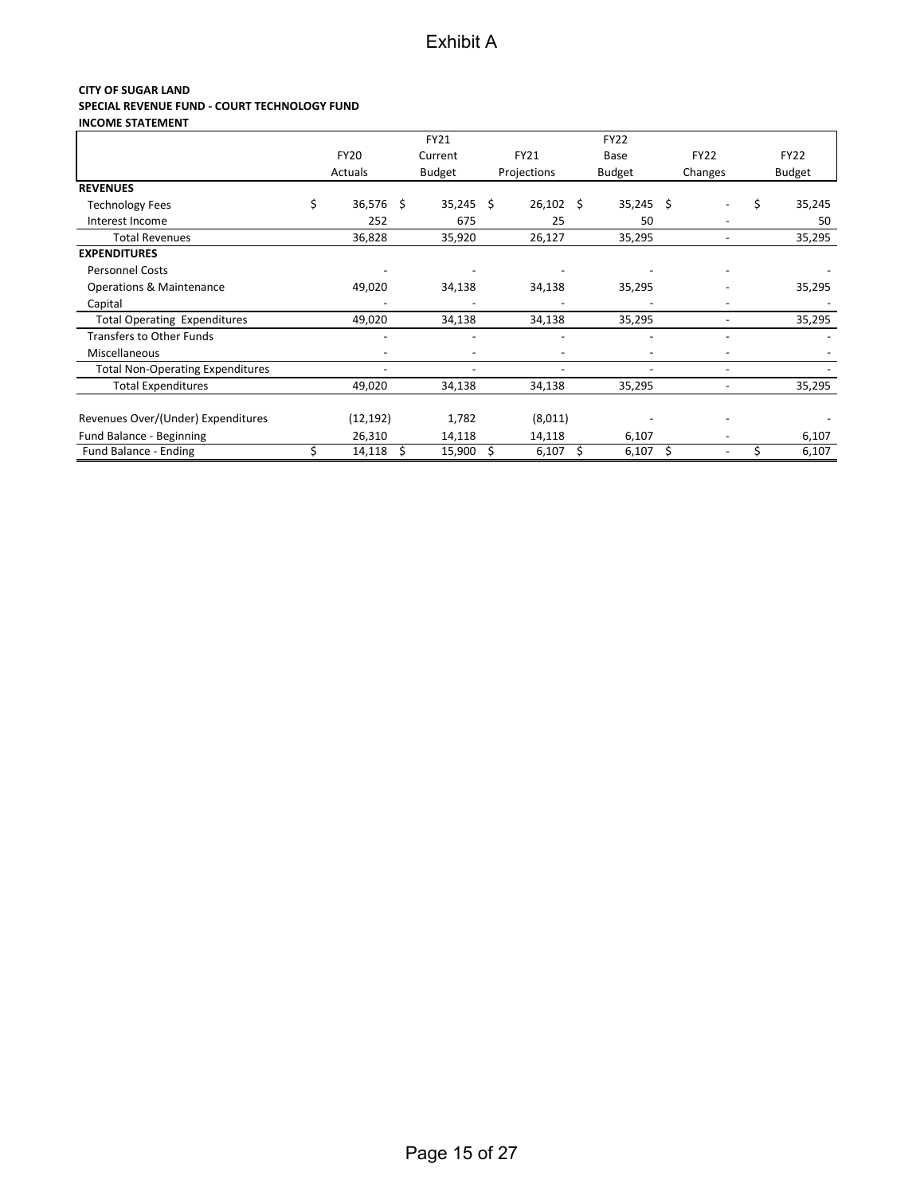# Exhibit A

**CITY OF SUGAR LAND**
**SPECIAL REVENUE FUND - COURT TECHNOLOGY FUND**
**INCOME STATEMENT**

| | FY20 Actuals | FY21 Current Budget | FY21 Projections | FY22 Base Budget | FY22 Changes | FY22 Budget |
|---|---|---|---|---|---|---|
| **REVENUES** | | | | | | |
| Technology Fees | $ 36,576 | $ 35,245 | $ 26,102 | $ 35,245 | $ - | $ 35,245 |
| Interest Income | 252 | 675 | 25 | 50 | - | 50 |
| Total Revenues | 36,828 | 35,920 | 26,127 | 35,295 | - | 35,295 |
| **EXPENDITURES** | | | | | | |
| Personnel Costs | - | - | - | - | - | - |
| Operations & Maintenance | 49,020 | 34,138 | 34,138 | 35,295 | - | 35,295 |
| Capital | - | - | - | - | - | - |
| Total Operating Expenditures | 49,020 | 34,138 | 34,138 | 35,295 | - | 35,295 |
| Transfers to Other Funds | - | - | - | - | - | - |
| Miscellaneous | - | - | - | - | - | - |
| Total Non-Operating Expenditures | - | - | - | - | - | - |
| Total Expenditures | 49,020 | 34,138 | 34,138 | 35,295 | - | 35,295 |
| | | | | | | |
| Revenues Over/(Under) Expenditures | (12,192) | 1,782 | (8,011) | - | - | - |
| Fund Balance - Beginning | 26,310 | 14,118 | 14,118 | 6,107 | - | 6,107 |
| Fund Balance - Ending | $ 14,118 | $ 15,900 | $ 6,107 | $ 6,107 | $ - | $ 6,107 |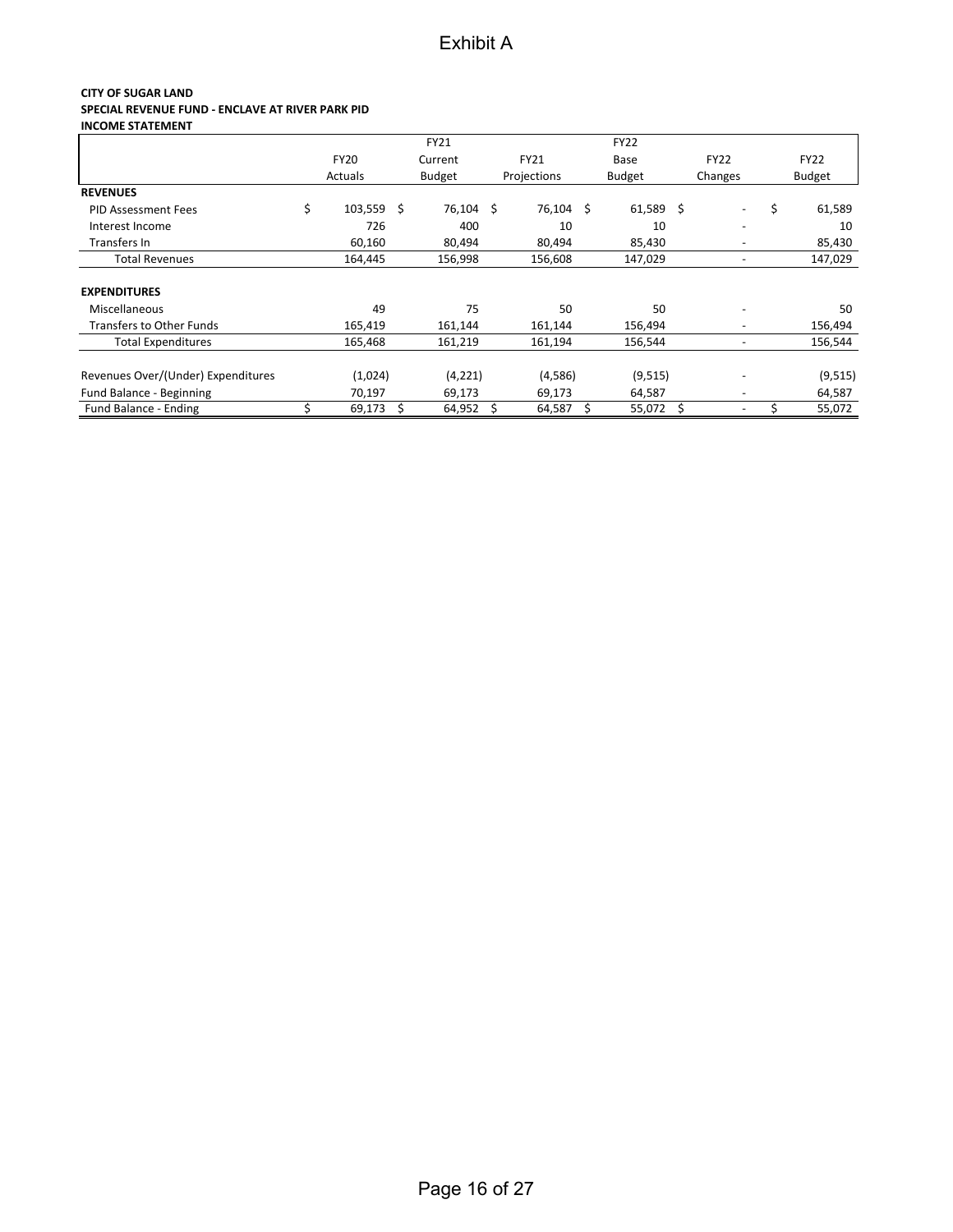# Exhibit A

**CITY OF SUGAR LAND**
**SPECIAL REVENUE FUND - ENCLAVE AT RIVER PARK PID**
**INCOME STATEMENT**

| | FY20 Actuals | FY21 Current Budget | FY21 Projections | FY22 Base Budget | FY22 Changes | FY22 Budget |
|---|---|---|---|---|---|---|
| **REVENUES** | | | | | | |
| PID Assessment Fees | $ 103,559 | $ 76,104 | $ 76,104 | $ 61,589 | $ - | $ 61,589 |
| Interest Income | 726 | 400 | 10 | 10 | - | 10 |
| Transfers In | 60,160 | 80,494 | 80,494 | 85,430 | - | 85,430 |
| Total Revenues | 164,445 | 156,998 | 156,608 | 147,029 | - | 147,029 |
| | | | | | | |
| **EXPENDITURES** | | | | | | |
| Miscellaneous | 49 | 75 | 50 | 50 | - | 50 |
| Transfers to Other Funds | 165,419 | 161,144 | 161,144 | 156,494 | - | 156,494 |
| Total Expenditures | 165,468 | 161,219 | 161,194 | 156,544 | - | 156,544 |
| | | | | | | |
| Revenues Over/(Under) Expenditures | (1,024) | (4,221) | (4,586) | (9,515) | - | (9,515) |
| Fund Balance - Beginning | 70,197 | 69,173 | 69,173 | 64,587 | - | 64,587 |
| Fund Balance - Ending | $ 69,173 | $ 64,952 | $ 64,587 | $ 55,072 | $ - | $ 55,072 |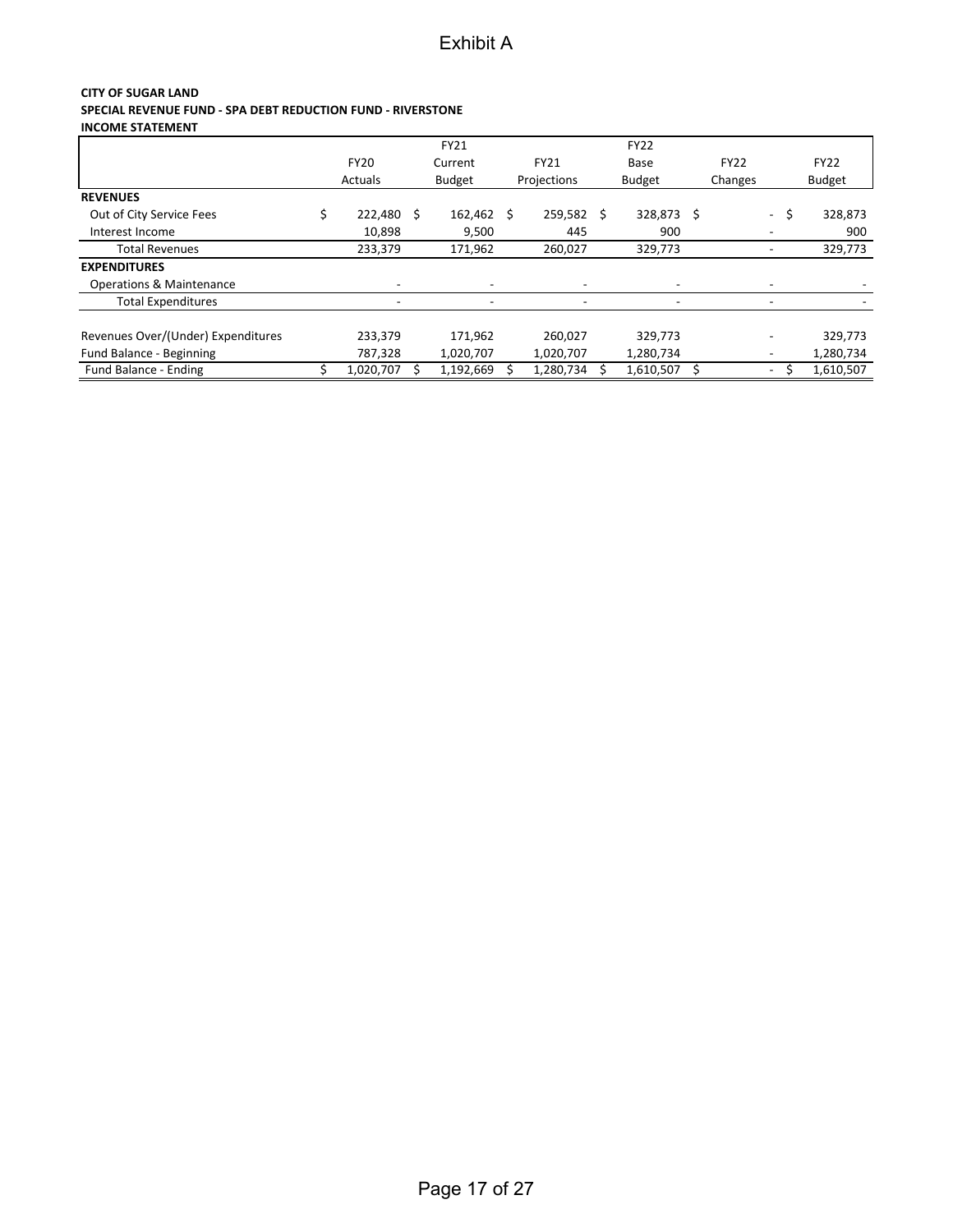# Exhibit A

**CITY OF SUGAR LAND**
**SPECIAL REVENUE FUND - SPA DEBT REDUCTION FUND - RIVERSTONE**
**INCOME STATEMENT**

| | FY20 Actuals | FY21 Current Budget | FY21 Projections | FY22 Base Budget | FY22 Changes | FY22 Budget |
|---|---|---|---|---|---|---|
| **REVENUES** | | | | | | |
| Out of City Service Fees | $ 222,480 | $ 162,462 | $ 259,582 | $ 328,873 | $ - | $ 328,873 |
| Interest Income | 10,898 | 9,500 | 445 | 900 | - | 900 |
| Total Revenues | 233,379 | 171,962 | 260,027 | 329,773 | - | 329,773 |
| **EXPENDITURES** | | | | | | |
| Operations & Maintenance | - | - | - | - | - | - |
| Total Expenditures | - | - | - | - | - | - |
| Revenues Over/(Under) Expenditures | 233,379 | 171,962 | 260,027 | 329,773 | - | 329,773 |
| Fund Balance - Beginning | 787,328 | 1,020,707 | 1,020,707 | 1,280,734 | - | 1,280,734 |
| Fund Balance - Ending | $ 1,020,707 | $ 1,192,669 | $ 1,280,734 | $ 1,610,507 | $ - | $ 1,610,507 |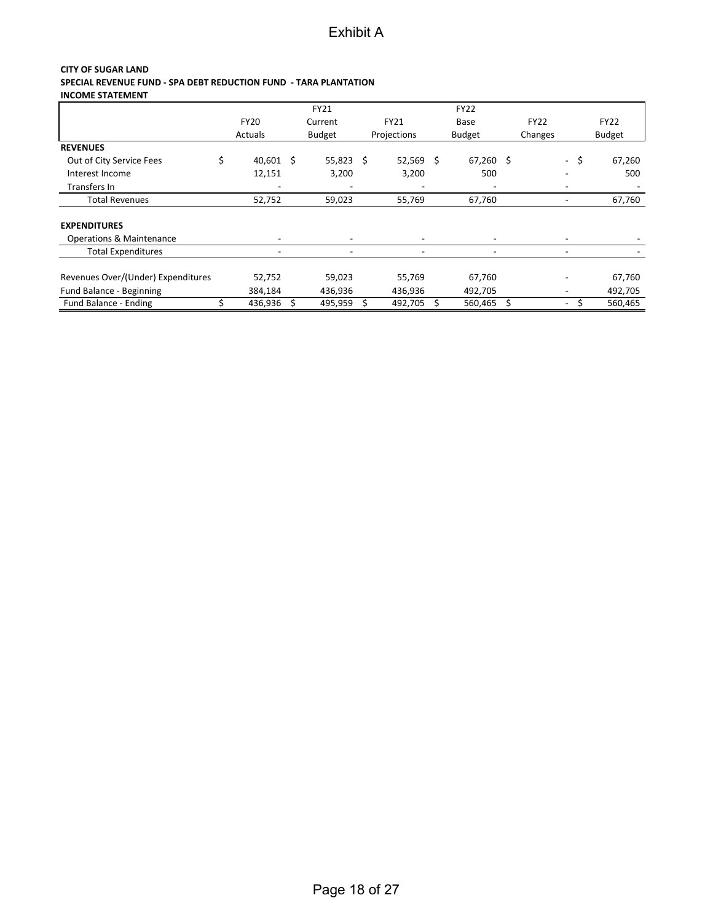# Exhibit A

**CITY OF SUGAR LAND**
**SPECIAL REVENUE FUND - SPA DEBT REDUCTION FUND - TARA PLANTATION**
**INCOME STATEMENT**

| | FY20 Actuals | FY21 Current Budget | FY21 Projections | FY22 Base Budget | FY22 Changes | FY22 Budget |
|---|---|---|---|---|---|---|
| **REVENUES** | | | | | | |
| Out of City Service Fees | $ 40,601 | $ 55,823 | $ 52,569 | $ 67,260 | $ - | $ 67,260 |
| Interest Income | 12,151 | 3,200 | 3,200 | 500 | - | 500 |
| Transfers In | - | - | - | - | - | - |
| Total Revenues | 52,752 | 59,023 | 55,769 | 67,760 | - | 67,760 |
| **EXPENDITURES** | | | | | | |
| Operations & Maintenance | - | - | - | - | - | - |
| Total Expenditures | - | - | - | - | - | - |
| Revenues Over/(Under) Expenditures | 52,752 | 59,023 | 55,769 | 67,760 | - | 67,760 |
| Fund Balance - Beginning | 384,184 | 436,936 | 436,936 | 492,705 | - | 492,705 |
| Fund Balance - Ending | $ 436,936 | $ 495,959 | $ 492,705 | $ 560,465 | $ - | $ 560,465 |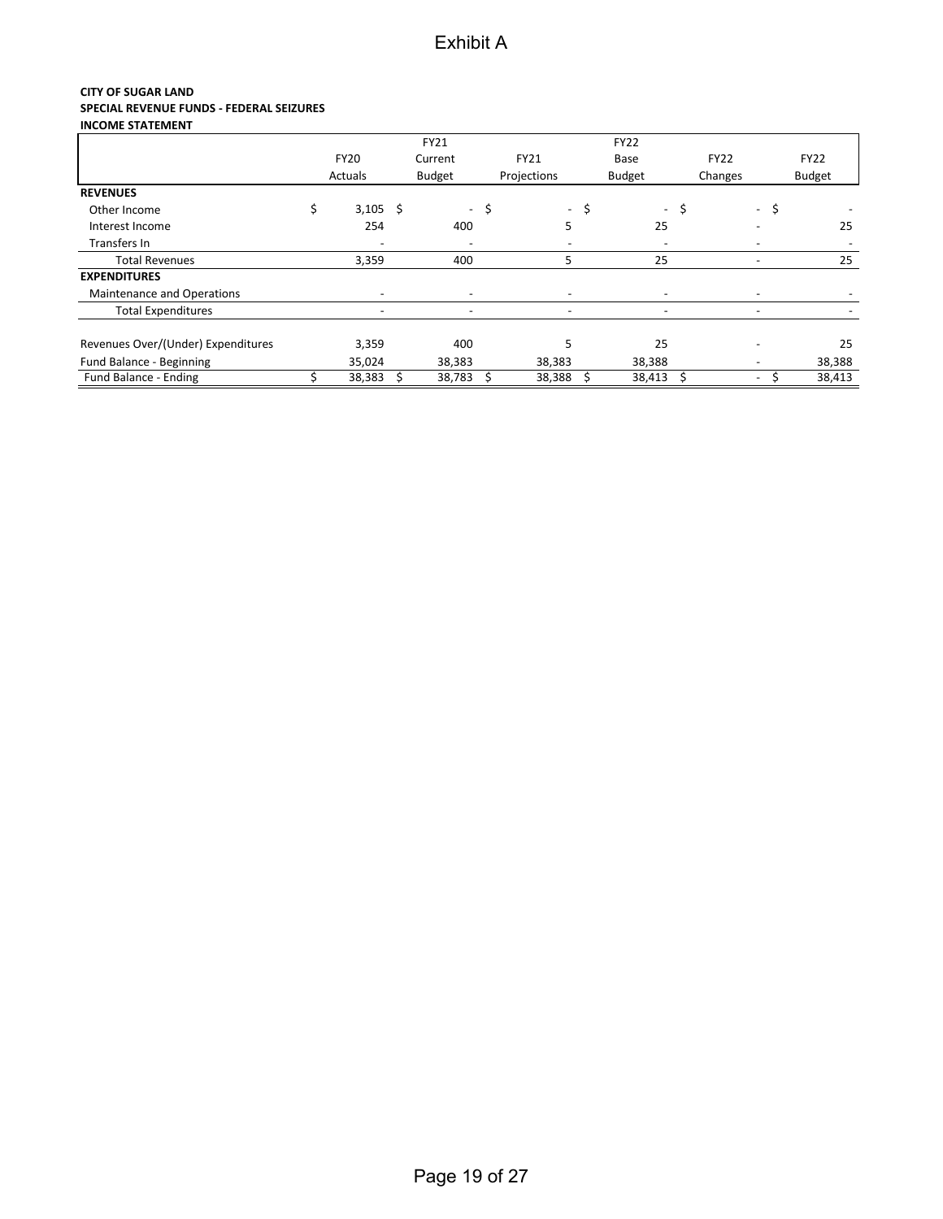# Exhibit A

**CITY OF SUGAR LAND**
**SPECIAL REVENUE FUNDS - FEDERAL SEIZURES**
**INCOME STATEMENT**

| | FY20 Actuals | FY21 Current Budget | FY21 Projections | FY22 Base Budget | FY22 Changes | FY22 Budget |
|---|---|---|---|---|---|---|
| **REVENUES** | | | | | | |
| Other Income | $ 3,105 | $ - | $ - | $ - | $ - | $ - |
| Interest Income | 254 | 400 | 5 | 25 | - | 25 |
| Transfers In | - | - | - | - | - | - |
| Total Revenues | 3,359 | 400 | 5 | 25 | - | 25 |
| **EXPENDITURES** | | | | | | |
| Maintenance and Operations | - | - | - | - | - | - |
| Total Expenditures | - | - | - | - | - | - |
| | | | | | | |
| Revenues Over/(Under) Expenditures | 3,359 | 400 | 5 | 25 | - | 25 |
| Fund Balance - Beginning | 35,024 | 38,383 | 38,383 | 38,388 | - | 38,388 |
| Fund Balance - Ending | $ 38,383 | $ 38,783 | $ 38,388 | $ 38,413 | $ - | $ 38,413 |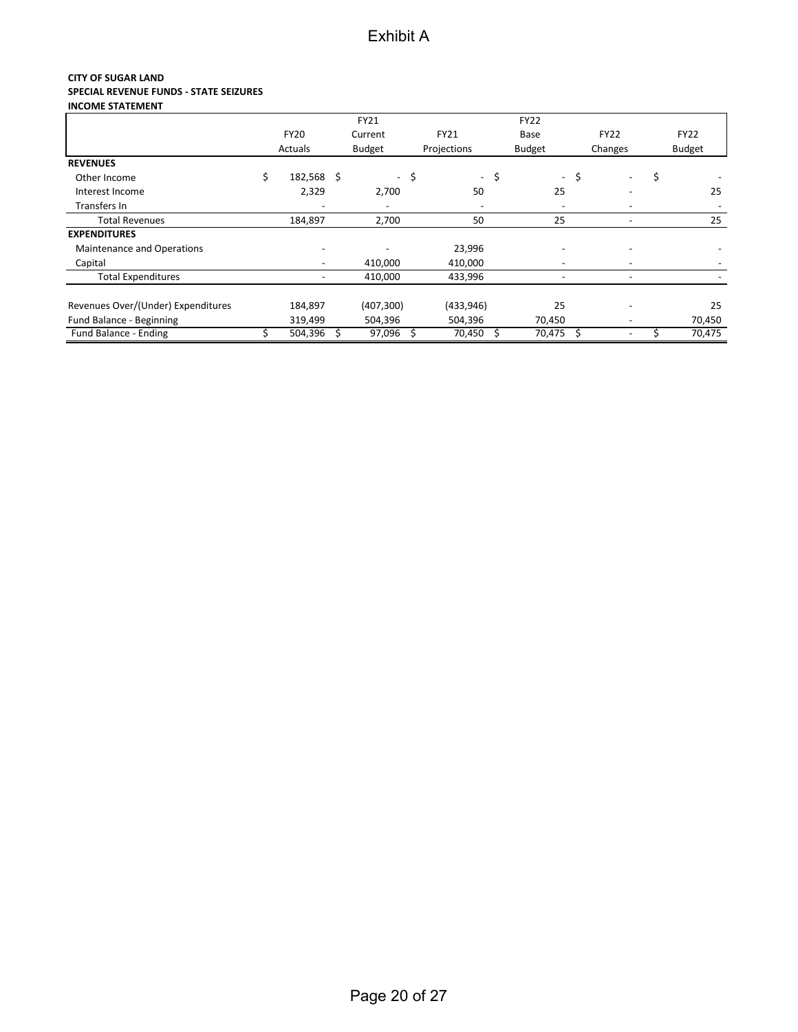# Exhibit A

**CITY OF SUGAR LAND**
**SPECIAL REVENUE FUNDS - STATE SEIZURES**
**INCOME STATEMENT**

| | FY20 Actuals | FY21 Current Budget | FY21 Projections | FY22 Base Budget | FY22 Changes | FY22 Budget |
|---|---|---|---|---|---|---|
| **REVENUES** | | | | | | |
| Other Income | $ 182,568 | $ - | $ - | $ - | $ - | $ - |
| Interest Income | 2,329 | 2,700 | 50 | 25 | - | 25 |
| Transfers In | - | - | - | - | - | - |
| Total Revenues | 184,897 | 2,700 | 50 | 25 | - | 25 |
| **EXPENDITURES** | | | | | | |
| Maintenance and Operations | - | - | 23,996 | - | - | - |
| Capital | - | 410,000 | 410,000 | - | - | - |
| Total Expenditures | - | 410,000 | 433,996 | - | - | - |
| Revenues Over/(Under) Expenditures | 184,897 | (407,300) | (433,946) | 25 | - | 25 |
| Fund Balance - Beginning | 319,499 | 504,396 | 504,396 | 70,450 | - | 70,450 |
| Fund Balance - Ending | $ 504,396 | $ 97,096 | $ 70,450 | $ 70,475 | $ - | $ 70,475 |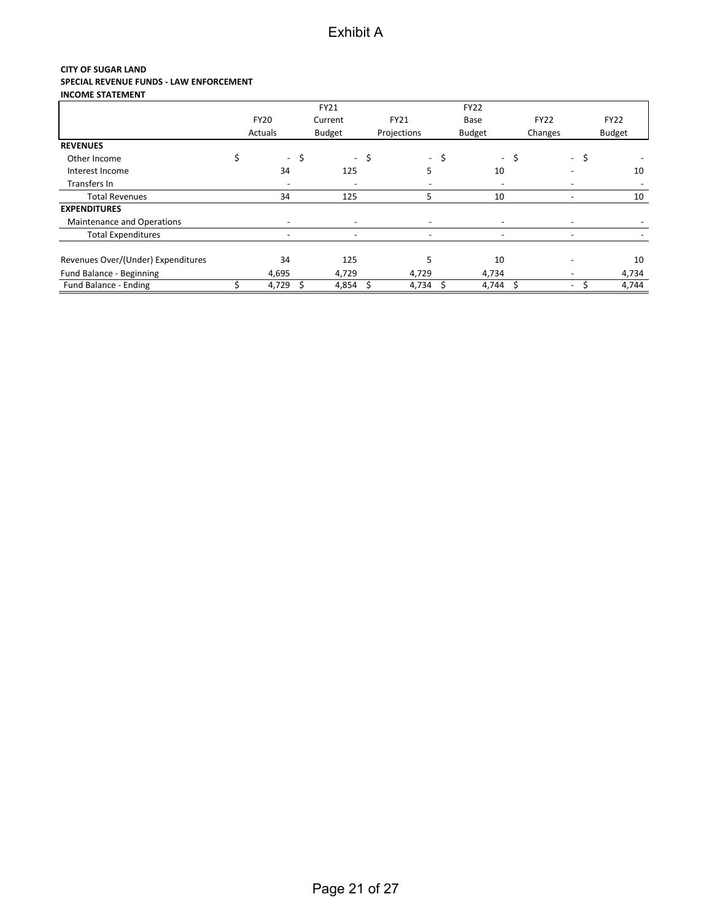# Exhibit A

**CITY OF SUGAR LAND**
**SPECIAL REVENUE FUNDS - LAW ENFORCEMENT**
**INCOME STATEMENT**

| | FY20 Actuals | FY21 Current Budget | FY21 Projections | FY22 Base Budget | FY22 Changes | FY22 Budget |
|---|---|---|---|---|---|---|
| **REVENUES** | | | | | | |
| Other Income | $ - | $ - | $ - | $ - | $ - | $ - |
| Interest Income | 34 | 125 | 5 | 10 | - | 10 |
| Transfers In | - | - | - | - | - | - |
| Total Revenues | 34 | 125 | 5 | 10 | - | 10 |
| **EXPENDITURES** | | | | | | |
| Maintenance and Operations | - | - | - | - | - | - |
| Total Expenditures | - | - | - | - | - | - |
| | | | | | | |
| Revenues Over/(Under) Expenditures | 34 | 125 | 5 | 10 | - | 10 |
| Fund Balance - Beginning | 4,695 | 4,729 | 4,729 | 4,734 | - | 4,734 |
| Fund Balance - Ending | $ 4,729 | $ 4,854 | $ 4,734 | $ 4,744 | $ - | $ 4,744 |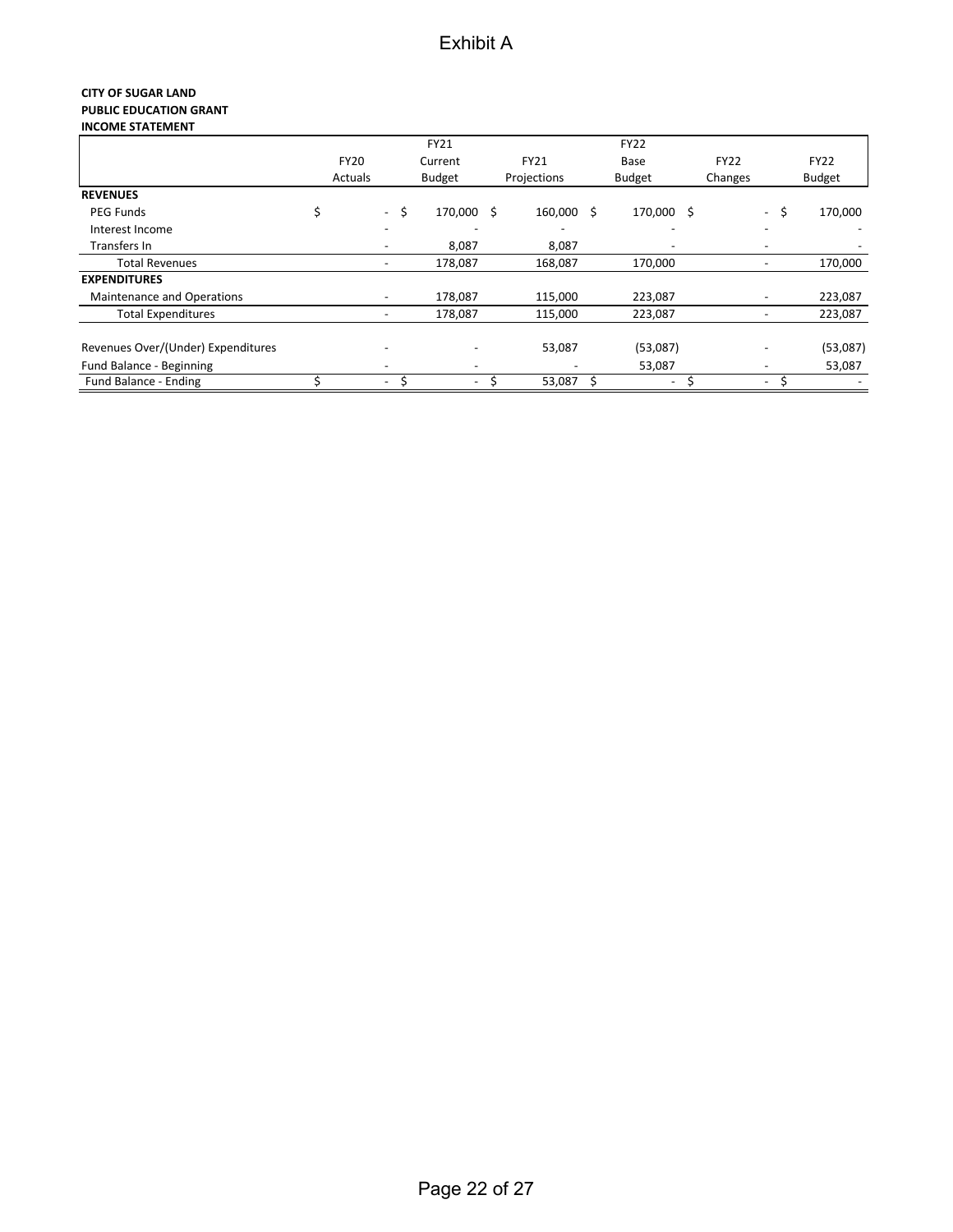# Exhibit A

**CITY OF SUGAR LAND**
**PUBLIC EDUCATION GRANT**
**INCOME STATEMENT**

| | FY20 Actuals | FY21 Current Budget | FY21 Projections | FY22 Base Budget | FY22 Changes | FY22 Budget |
|---|---|---|---|---|---|---|
| **REVENUES** | | | | | | |
| PEG Funds | $ - | $ 170,000 | $ 160,000 | $ 170,000 | $ - | $ 170,000 |
| Interest Income | - | - | - | - | - | - |
| Transfers In | - | 8,087 | 8,087 | - | - | - |
| Total Revenues | - | 178,087 | 168,087 | 170,000 | - | 170,000 |
| **EXPENDITURES** | | | | | | |
| Maintenance and Operations | - | 178,087 | 115,000 | 223,087 | - | 223,087 |
| Total Expenditures | - | 178,087 | 115,000 | 223,087 | - | 223,087 |
| | | | | | | |
| Revenues Over/(Under) Expenditures | - | - | 53,087 | (53,087) | - | (53,087) |
| Fund Balance - Beginning | - | - | - | 53,087 | - | 53,087 |
| Fund Balance - Ending | $ - | $ - | $ 53,087 | $ - | $ - | $ - |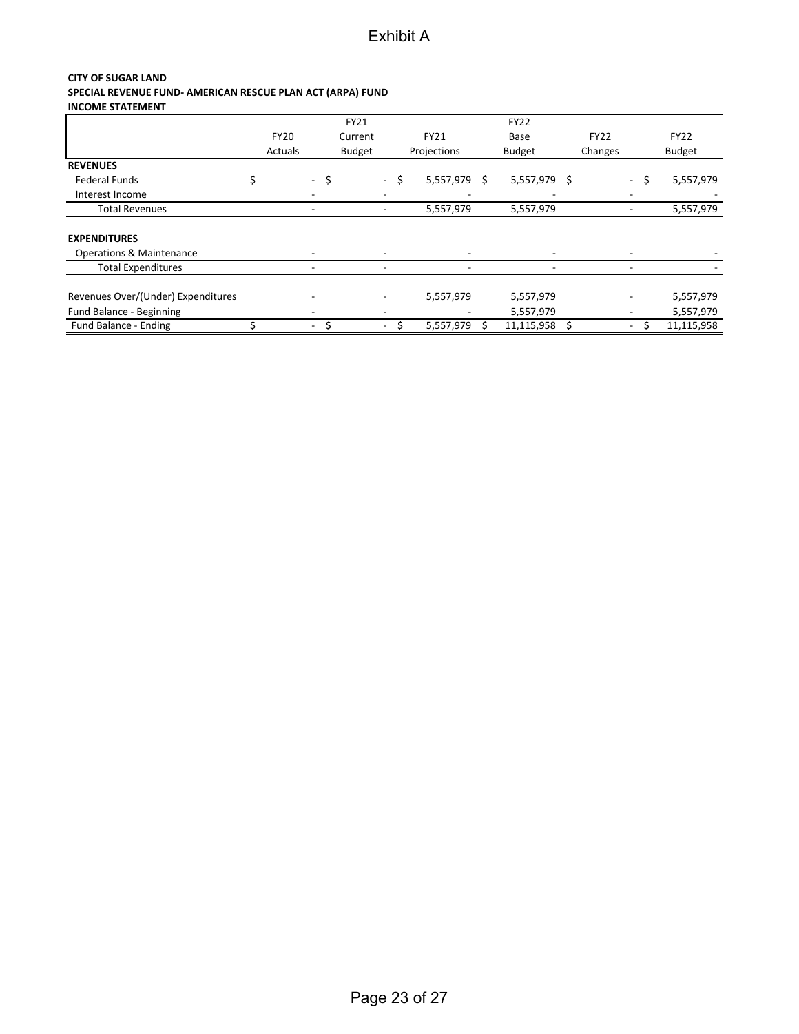# Exhibit A

**CITY OF SUGAR LAND**
**SPECIAL REVENUE FUND- AMERICAN RESCUE PLAN ACT (ARPA) FUND**
**INCOME STATEMENT**

| | FY20 Actuals | FY21 Current Budget | FY21 Projections | FY22 Base Budget | FY22 Changes | FY22 Budget |
|---|---|---|---|---|---|---|
| **REVENUES** | | | | | | |
| Federal Funds | $ - | $ - | $ 5,557,979 | $ 5,557,979 | $ - | $ 5,557,979 |
| Interest Income | - | - | - | - | - | - |
| Total Revenues | - | - | 5,557,979 | 5,557,979 | - | 5,557,979 |
| | | | | | | |
| **EXPENDITURES** | | | | | | |
| Operations & Maintenance | - | - | - | - | - | - |
| Total Expenditures | - | - | - | - | - | - |
| | | | | | | |
| Revenues Over/(Under) Expenditures | - | - | 5,557,979 | 5,557,979 | - | 5,557,979 |
| Fund Balance - Beginning | - | - | - | 5,557,979 | - | 5,557,979 |
| Fund Balance - Ending | $ - | $ - | $ 5,557,979 | $ 11,115,958 | $ - | $ 11,115,958 |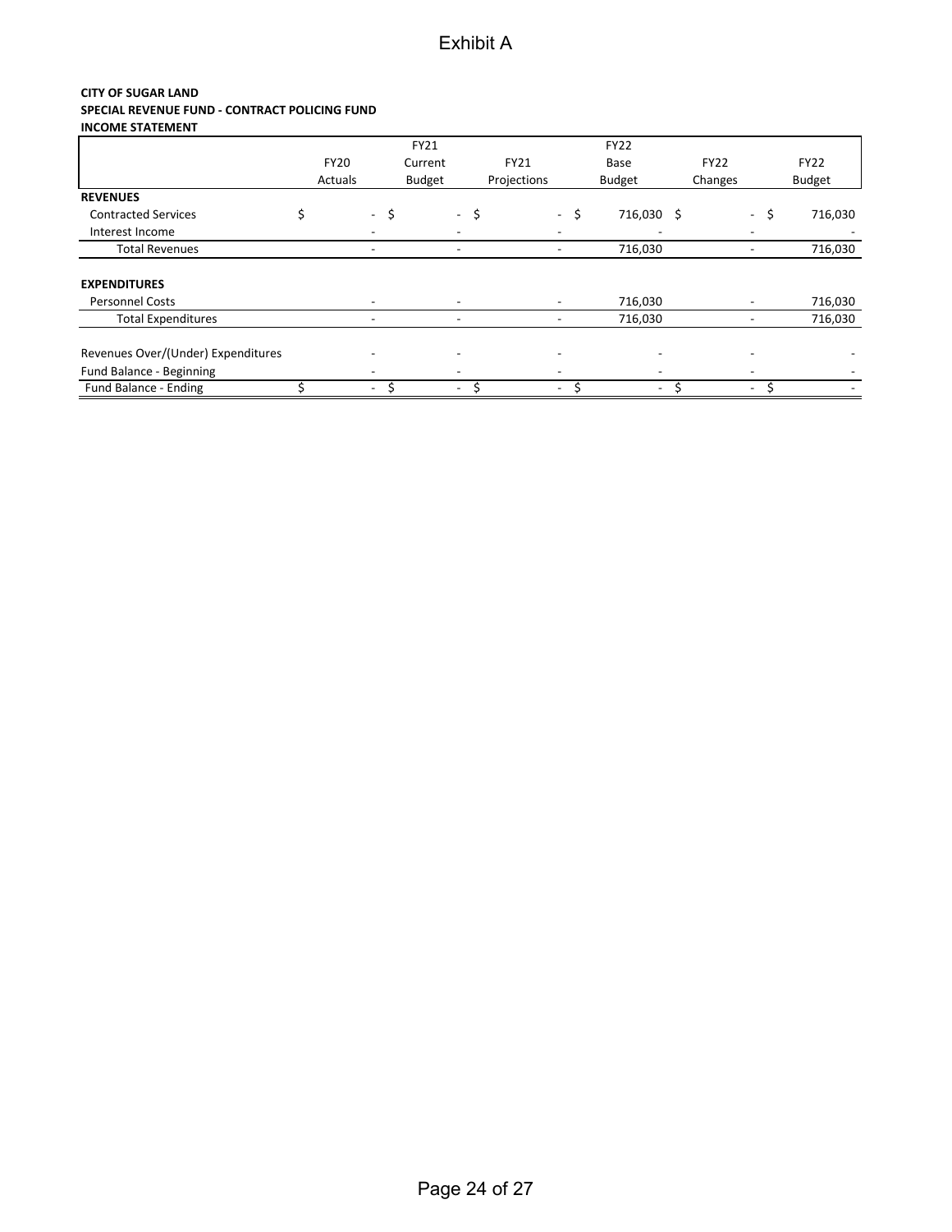# Exhibit A

**CITY OF SUGAR LAND**
**SPECIAL REVENUE FUND - CONTRACT POLICING FUND**
**INCOME STATEMENT**

| | FY20 Actuals | FY21 Current Budget | FY21 Projections | FY22 Base Budget | FY22 Changes | FY22 Budget |
|---|---|---|---|---|---|---|
| **REVENUES** | | | | | | |
| Contracted Services | $ - | $ - | $ - | $ 716,030 | $ - | $ 716,030 |
| Interest Income | - | - | - | - | - | - |
| Total Revenues | - | - | - | 716,030 | - | 716,030 |
| | | | | | | |
| **EXPENDITURES** | | | | | | |
| Personnel Costs | - | - | - | 716,030 | - | 716,030 |
| Total Expenditures | - | - | - | 716,030 | - | 716,030 |
| | | | | | | |
| Revenues Over/(Under) Expenditures | - | - | - | - | - | - |
| Fund Balance - Beginning | - | - | - | - | - | - |
| Fund Balance - Ending | $ - | $ - | $ - | $ - | $ - | $ - |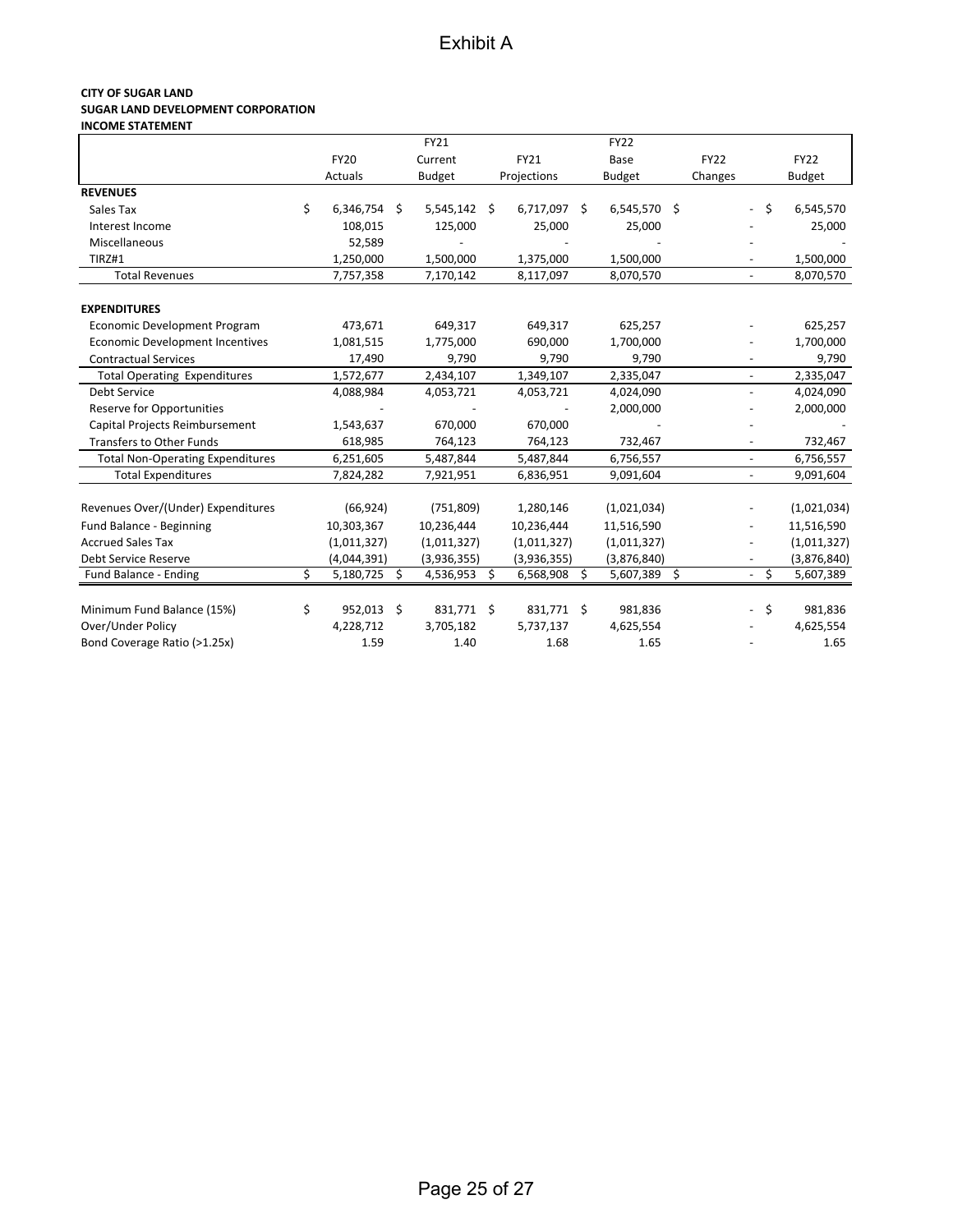# Exhibit A

**CITY OF SUGAR LAND**
**SUGAR LAND DEVELOPMENT CORPORATION**
**INCOME STATEMENT**

| | FY20 Actuals | FY21 Current Budget | FY21 Projections | FY22 Base Budget | FY22 Changes | FY22 Budget |
|---|---|---|---|---|---|---|
| **REVENUES** | | | | | | |
| Sales Tax | $ 6,346,754 | $ 5,545,142 | $ 6,717,097 | $ 6,545,570 | $ - | $ 6,545,570 |
| Interest Income | 108,015 | 125,000 | 25,000 | 25,000 | - | 25,000 |
| Miscellaneous | 52,589 | - | - | - | - | - |
| TIRZ#1 | 1,250,000 | 1,500,000 | 1,375,000 | 1,500,000 | - | 1,500,000 |
| Total Revenues | 7,757,358 | 7,170,142 | 8,117,097 | 8,070,570 | - | 8,070,570 |
| | | | | | | |
| **EXPENDITURES** | | | | | | |
| Economic Development Program | 473,671 | 649,317 | 649,317 | 625,257 | - | 625,257 |
| Economic Development Incentives | 1,081,515 | 1,775,000 | 690,000 | 1,700,000 | - | 1,700,000 |
| Contractual Services | 17,490 | 9,790 | 9,790 | 9,790 | - | 9,790 |
| Total Operating Expenditures | 1,572,677 | 2,434,107 | 1,349,107 | 2,335,047 | - | 2,335,047 |
| Debt Service | 4,088,984 | 4,053,721 | 4,053,721 | 4,024,090 | - | 4,024,090 |
| Reserve for Opportunities | - | - | - | 2,000,000 | - | 2,000,000 |
| Capital Projects Reimbursement | 1,543,637 | 670,000 | 670,000 | - | - | - |
| Transfers to Other Funds | 618,985 | 764,123 | 764,123 | 732,467 | - | 732,467 |
| Total Non-Operating Expenditures | 6,251,605 | 5,487,844 | 5,487,844 | 6,756,557 | - | 6,756,557 |
| Total Expenditures | 7,824,282 | 7,921,951 | 6,836,951 | 9,091,604 | - | 9,091,604 |
| | | | | | | |
| Revenues Over/(Under) Expenditures | (66,924) | (751,809) | 1,280,146 | (1,021,034) | - | (1,021,034) |
| Fund Balance - Beginning | 10,303,367 | 10,236,444 | 10,236,444 | 11,516,590 | - | 11,516,590 |
| Accrued Sales Tax | (1,011,327) | (1,011,327) | (1,011,327) | (1,011,327) | - | (1,011,327) |
| Debt Service Reserve | (4,044,391) | (3,936,355) | (3,936,355) | (3,876,840) | - | (3,876,840) |
| Fund Balance - Ending | $ 5,180,725 | $ 4,536,953 | $ 6,568,908 | $ 5,607,389 | $ - | $ 5,607,389 |
| | | | | | | |
| Minimum Fund Balance (15%) | $ 952,013 | $ 831,771 | $ 831,771 | $ 981,836 | - | $ 981,836 |
| Over/Under Policy | 4,228,712 | 3,705,182 | 5,737,137 | 4,625,554 | - | 4,625,554 |
| Bond Coverage Ratio (>1.25x) | 1.59 | 1.40 | 1.68 | 1.65 | - | 1.65 |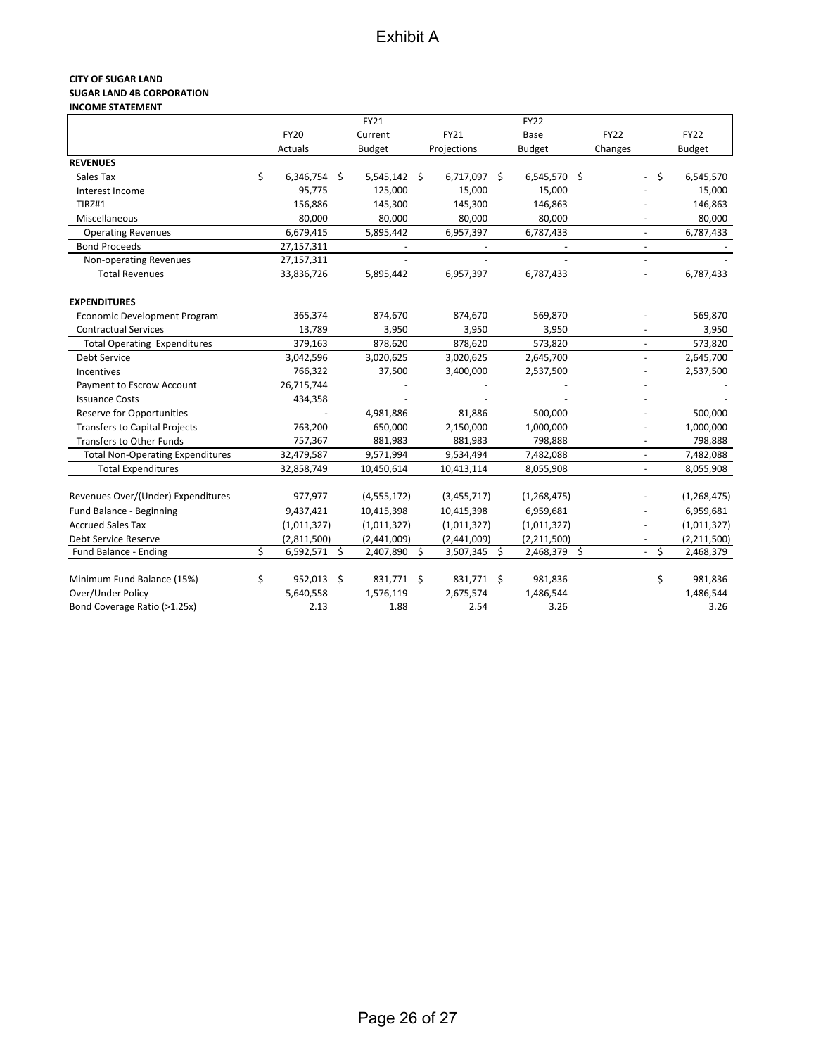# Exhibit A

**CITY OF SUGAR LAND**
**SUGAR LAND 4B CORPORATION**
**INCOME STATEMENT**

| | FY20 Actuals | FY21 Current Budget | FY21 Projections | FY22 Base Budget | FY22 Changes | FY22 Budget |
|---|---|---|---|---|---|---|
| **REVENUES** | | | | | | |
| Sales Tax | $ 6,346,754 | $ 5,545,142 | $ 6,717,097 | $ 6,545,570 | $ - | $ 6,545,570 |
| Interest Income | 95,775 | 125,000 | 15,000 | 15,000 | - | 15,000 |
| TIRZ#1 | 156,886 | 145,300 | 145,300 | 146,863 | - | 146,863 |
| Miscellaneous | 80,000 | 80,000 | 80,000 | 80,000 | - | 80,000 |
| Operating Revenues | 6,679,415 | 5,895,442 | 6,957,397 | 6,787,433 | - | 6,787,433 |
| Bond Proceeds | 27,157,311 | - | - | - | - | - |
| Non-operating Revenues | 27,157,311 | - | - | - | - | - |
| Total Revenues | 33,836,726 | 5,895,442 | 6,957,397 | 6,787,433 | - | 6,787,433 |
| **EXPENDITURES** | | | | | | |
| Economic Development Program | 365,374 | 874,670 | 874,670 | 569,870 | - | 569,870 |
| Contractual Services | 13,789 | 3,950 | 3,950 | 3,950 | - | 3,950 |
| Total Operating Expenditures | 379,163 | 878,620 | 878,620 | 573,820 | - | 573,820 |
| Debt Service | 3,042,596 | 3,020,625 | 3,020,625 | 2,645,700 | - | 2,645,700 |
| Incentives | 766,322 | 37,500 | 3,400,000 | 2,537,500 | - | 2,537,500 |
| Payment to Escrow Account | 26,715,744 | - | - | - | - | - |
| Issuance Costs | 434,358 | - | - | - | - | - |
| Reserve for Opportunities | - | 4,981,886 | 81,886 | 500,000 | - | 500,000 |
| Transfers to Capital Projects | 763,200 | 650,000 | 2,150,000 | 1,000,000 | - | 1,000,000 |
| Transfers to Other Funds | 757,367 | 881,983 | 881,983 | 798,888 | - | 798,888 |
| Total Non-Operating Expenditures | 32,479,587 | 9,571,994 | 9,534,494 | 7,482,088 | - | 7,482,088 |
| Total Expenditures | 32,858,749 | 10,450,614 | 10,413,114 | 8,055,908 | - | 8,055,908 |
| Revenues Over/(Under) Expenditures | 977,977 | (4,555,172) | (3,455,717) | (1,268,475) | - | (1,268,475) |
| Fund Balance - Beginning | 9,437,421 | 10,415,398 | 10,415,398 | 6,959,681 | - | 6,959,681 |
| Accrued Sales Tax | (1,011,327) | (1,011,327) | (1,011,327) | (1,011,327) | - | (1,011,327) |
| Debt Service Reserve | (2,811,500) | (2,441,009) | (2,441,009) | (2,211,500) | - | (2,211,500) |
| Fund Balance - Ending | $ 6,592,571 | $ 2,407,890 | $ 3,507,345 | $ 2,468,379 | $ - | $ 2,468,379 |
| Minimum Fund Balance (15%) | $ 952,013 | $ 831,771 | $ 831,771 | $ 981,836 | | $ 981,836 |
| Over/Under Policy | 5,640,558 | 1,576,119 | 2,675,574 | 1,486,544 | | 1,486,544 |
| Bond Coverage Ratio (>1.25x) | 2.13 | 1.88 | 2.54 | 3.26 | | 3.26 |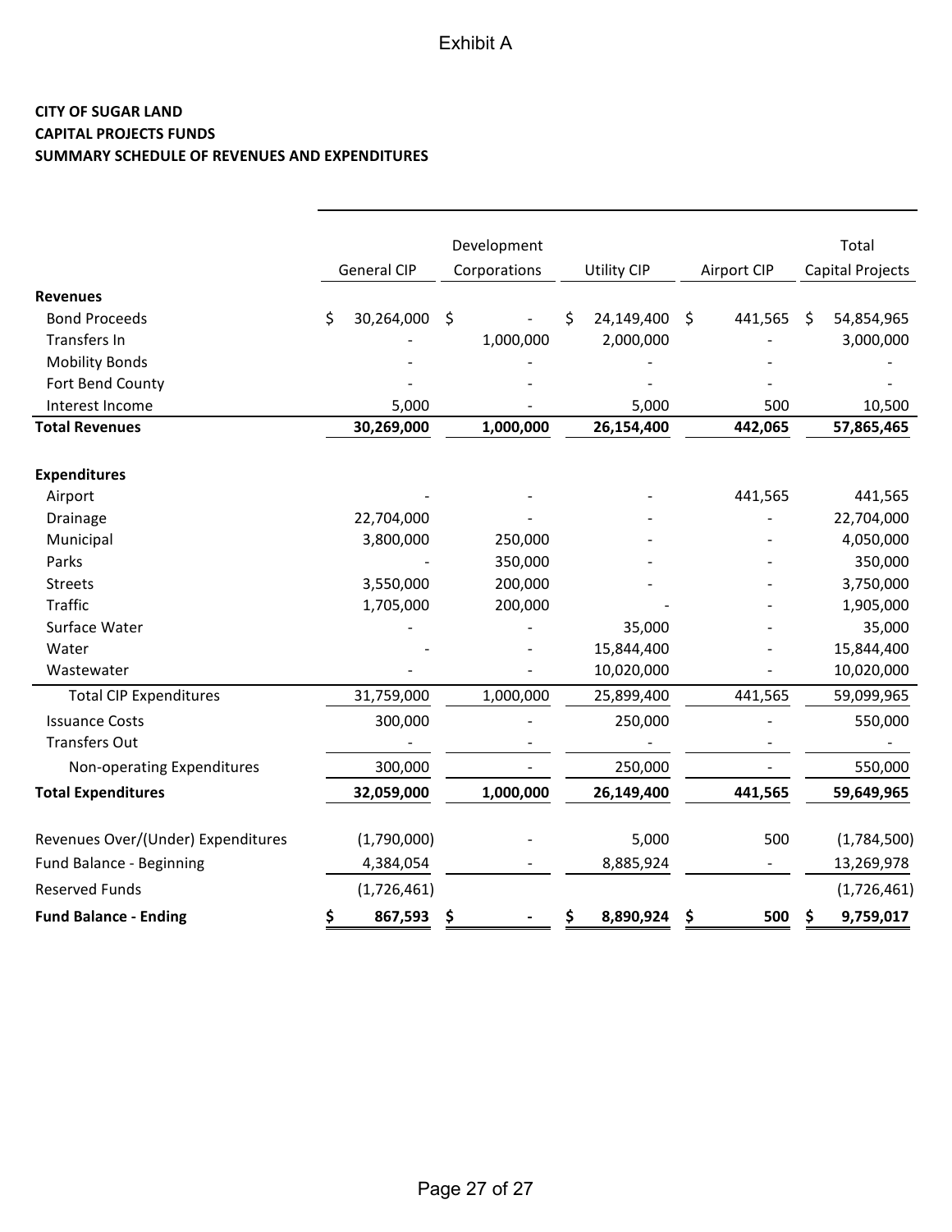Exhibit A

**CITY OF SUGAR LAND**
**CAPITAL PROJECTS FUNDS**
**SUMMARY SCHEDULE OF REVENUES AND EXPENDITURES**

| | General CIP | Development Corporations | Utility CIP | Airport CIP | Total Capital Projects |
|---|---|---|---|---|---|
| **Revenues** | | | | | |
| Bond Proceeds | $ 30,264,000 | $ - | $ 24,149,400 | $ 441,565 | $ 54,854,965 |
| Transfers In | - | 1,000,000 | 2,000,000 | - | 3,000,000 |
| Mobility Bonds | - | - | - | - | - |
| Fort Bend County | - | - | - | - | - |
| Interest Income | 5,000 | - | 5,000 | 500 | 10,500 |
| **Total Revenues** | **30,269,000** | **1,000,000** | **26,154,400** | **442,065** | **57,865,465** |
| **Expenditures** | | | | | |
| Airport | - | - | - | 441,565 | 441,565 |
| Drainage | 22,704,000 | - | - | - | 22,704,000 |
| Municipal | 3,800,000 | 250,000 | - | - | 4,050,000 |
| Parks | - | 350,000 | - | - | 350,000 |
| Streets | 3,550,000 | 200,000 | - | - | 3,750,000 |
| Traffic | 1,705,000 | 200,000 | - | - | 1,905,000 |
| Surface Water | - | - | 35,000 | - | 35,000 |
| Water | - | - | 15,844,400 | - | 15,844,400 |
| Wastewater | - | - | 10,020,000 | - | 10,020,000 |
| Total CIP Expenditures | 31,759,000 | 1,000,000 | 25,899,400 | 441,565 | 59,099,965 |
| Issuance Costs | 300,000 | - | 250,000 | - | 550,000 |
| Transfers Out | - | - | - | - | - |
| Non-operating Expenditures | 300,000 | - | 250,000 | - | 550,000 |
| **Total Expenditures** | **32,059,000** | **1,000,000** | **26,149,400** | **441,565** | **59,649,965** |
| Revenues Over/(Under) Expenditures | (1,790,000) | - | 5,000 | 500 | (1,784,500) |
| Fund Balance - Beginning | 4,384,054 | - | 8,885,924 | - | 13,269,978 |
| Reserved Funds | (1,726,461) | | | | (1,726,461) |
| **Fund Balance - Ending** | **$ 867,593** | **$ -** | **$ 8,890,924** | **$ 500** | **$ 9,759,017** |